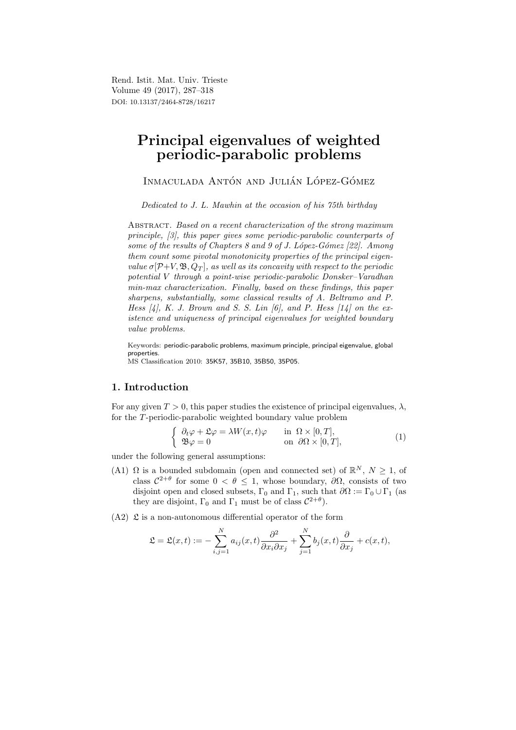# Principal eigenvalues of weighted periodic-parabolic problems

Inmaculada Antón and Julián López-Gómez

*Dedicated to J. L. Mawhin at the occasion of his 75th birthday*

Abstract. *Based on a recent characterization of the strong maximum principle, [3], this paper gives some periodic-parabolic counterparts of some of the results of Chapters 8 and 9 of J. López-Gómez [22]. Among them count some pivotal monotonicity properties of the principal eigenvalue $\sigma[\mathcal{P}+V, \mathfrak{B}, Q_T]$, as well as its concavity with respect to the periodic potential $V$ through a point-wise periodic-parabolic Donsker–Varadhan min-max characterization. Finally, based on these findings, this paper sharpens, substantially, some classical results of A. Beltramo and P. Hess [4], K. J. Brown and S. S. Lin [6], and P. Hess [14] on the existence and uniqueness of principal eigenvalues for weighted boundary value problems.*

Keywords: periodic-parabolic problems, maximum principle, principal eigenvalue, global properties.
MS Classification 2010: 35K57, 35B10, 35B50, 35P05.

## 1. Introduction

For any given $T > 0$, this paper studies the existence of principal eigenvalues, $\lambda$, for the $T$-periodic-parabolic weighted boundary value problem

$$\begin{cases} \partial_t \varphi + \mathfrak{L}\varphi = \lambda W(x,t)\varphi & \text{in } \Omega \times [0,T], \\ \mathfrak{B}\varphi = 0 & \text{on } \partial\Omega \times [0,T], \end{cases} \tag{1}$$

under the following general assumptions:

(A1) $\Omega$ is a bounded subdomain (open and connected set) of $\mathbb{R}^N$, $N \geq 1$, of class $\mathcal{C}^{2+\theta}$ for some $0 < \theta \leq 1$, whose boundary, $\partial\Omega$, consists of two disjoint open and closed subsets, $\Gamma_0$ and $\Gamma_1$, such that $\partial\Omega := \Gamma_0 \cup \Gamma_1$ (as they are disjoint, $\Gamma_0$ and $\Gamma_1$ must be of class $\mathcal{C}^{2+\theta}$).

(A2) $\mathfrak{L}$ is a non-autonomous differential operator of the form

$$\mathfrak{L} = \mathfrak{L}(x,t) := -\sum_{i,j=1}^{N} a_{ij}(x,t)\frac{\partial^2}{\partial x_i \partial x_j} + \sum_{j=1}^{N} b_j(x,t)\frac{\partial}{\partial x_j} + c(x,t),$$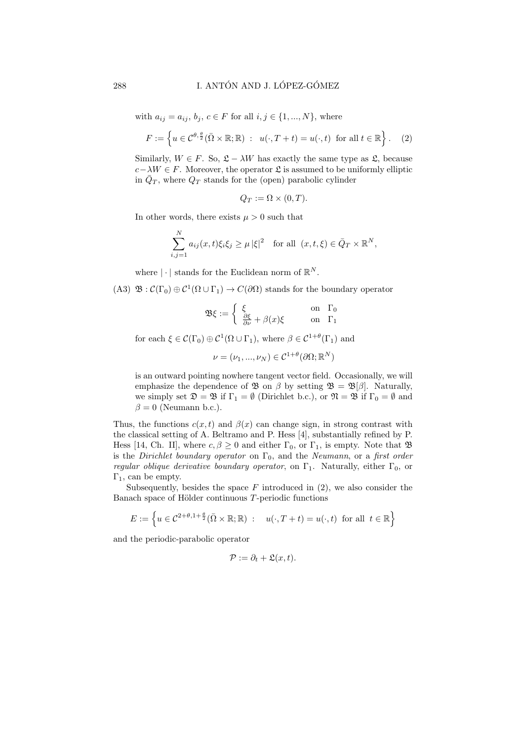with $a_{ij} = a_{ij}$, $b_j$, $c \in F$ for all $i, j \in \{1, ..., N\}$, where

$$F := \left\{ u \in \mathcal{C}^{\theta, \frac{\theta}{2}}(\bar{\Omega} \times \mathbb{R}; \mathbb{R}) \ : \ u(\cdot, T + t) = u(\cdot, t) \ \text{for all } t \in \mathbb{R} \right\}. \quad (2)$$

Similarly, $W \in F$. So, $\mathfrak{L} - \lambda W$ has exactly the same type as $\mathfrak{L}$, because $c - \lambda W \in F$. Moreover, the operator $\mathfrak{L}$ is assumed to be uniformly elliptic in $\bar{Q}_T$, where $Q_T$ stands for the (open) parabolic cylinder

$$Q_T := \Omega \times (0, T).$$

In other words, there exists $\mu > 0$ such that

$$\sum_{i,j=1}^{N} a_{ij}(x,t)\xi_i \xi_j \geq \mu \, |\xi|^2 \quad \text{for all } \ (x, t, \xi) \in \bar{Q}_T \times \mathbb{R}^N,$$

where $| \cdot |$ stands for the Euclidean norm of $\mathbb{R}^N$.

(A3) $\mathfrak{B} : \mathcal{C}(\Gamma_0) \oplus \mathcal{C}^1(\Omega \cup \Gamma_1) \to C(\partial\Omega)$ stands for the boundary operator

$$\mathfrak{B}\xi := \begin{cases} \xi & \text{on } \ \Gamma_0 \\ \frac{\partial \xi}{\partial \nu} + \beta(x)\xi & \text{on } \ \Gamma_1 \end{cases}$$

for each $\xi \in \mathcal{C}(\Gamma_0) \oplus \mathcal{C}^1(\Omega \cup \Gamma_1)$, where $\beta \in \mathcal{C}^{1+\theta}(\Gamma_1)$ and

$$\nu = (\nu_1, ..., \nu_N) \in \mathcal{C}^{1+\theta}(\partial\Omega; \mathbb{R}^N)$$

is an outward pointing nowhere tangent vector field. Occasionally, we will emphasize the dependence of $\mathfrak{B}$ on $\beta$ by setting $\mathfrak{B} = \mathfrak{B}[\beta]$. Naturally, we simply set $\mathfrak{D} = \mathfrak{B}$ if $\Gamma_1 = \emptyset$ (Dirichlet b.c.), or $\mathfrak{N} = \mathfrak{B}$ if $\Gamma_0 = \emptyset$ and $\beta = 0$ (Neumann b.c.).

Thus, the functions $c(x, t)$ and $\beta(x)$ can change sign, in strong contrast with the classical setting of A. Beltramo and P. Hess [4], substantially refined by P. Hess [14, Ch. II], where $c, \beta \geq 0$ and either $\Gamma_0$, or $\Gamma_1$, is empty. Note that $\mathfrak{B}$ is the *Dirichlet boundary operator* on $\Gamma_0$, and the *Neumann*, or a *first order regular oblique derivative boundary operator*, on $\Gamma_1$. Naturally, either $\Gamma_0$, or $\Gamma_1$, can be empty.

Subsequently, besides the space $F$ introduced in (2), we also consider the Banach space of Hölder continuous $T$-periodic functions

$$E := \left\{ u \in \mathcal{C}^{2+\theta, 1+\frac{\theta}{2}}(\bar{\Omega} \times \mathbb{R}; \mathbb{R}) \ : \quad u(\cdot, T + t) = u(\cdot, t) \ \text{for all } \ t \in \mathbb{R} \right\}$$

and the periodic-parabolic operator

$$\mathcal{P} := \partial_t + \mathfrak{L}(x, t).$$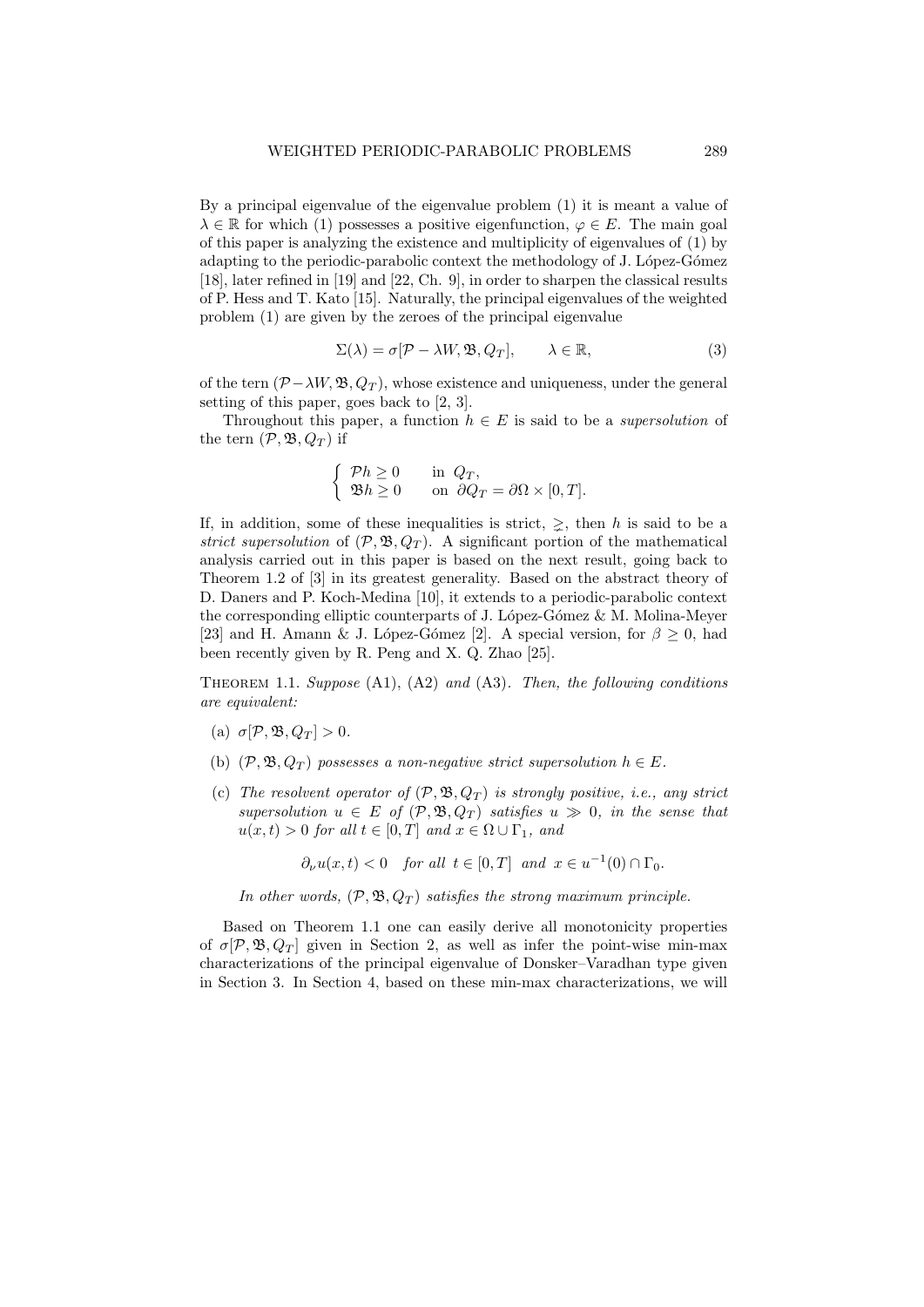By a principal eigenvalue of the eigenvalue problem (1) it is meant a value of $\lambda \in \mathbb{R}$ for which (1) possesses a positive eigenfunction, $\varphi \in E$. The main goal of this paper is analyzing the existence and multiplicity of eigenvalues of (1) by adapting to the periodic-parabolic context the methodology of J. López-Gómez [18], later refined in [19] and [22, Ch. 9], in order to sharpen the classical results of P. Hess and T. Kato [15]. Naturally, the principal eigenvalues of the weighted problem (1) are given by the zeroes of the principal eigenvalue

$$\Sigma(\lambda) = \sigma[\mathcal{P} - \lambda W, \mathfrak{B}, Q_T], \qquad \lambda \in \mathbb{R}, \tag{3}$$

of the tern $(\mathcal{P} - \lambda W, \mathfrak{B}, Q_T)$, whose existence and uniqueness, under the general setting of this paper, goes back to [2, 3].

Throughout this paper, a function $h \in E$ is said to be a *supersolution* of the tern $(\mathcal{P}, \mathfrak{B}, Q_T)$ if

$$\begin{cases} \mathcal{P}h \geq 0 & \text{in } \; Q_T, \\ \mathfrak{B}h \geq 0 & \text{on } \; \partial Q_T = \partial\Omega \times [0, T]. \end{cases}$$

If, in addition, some of these inequalities is strict, $\gneq$, then $h$ is said to be a *strict supersolution* of $(\mathcal{P}, \mathfrak{B}, Q_T)$. A significant portion of the mathematical analysis carried out in this paper is based on the next result, going back to Theorem 1.2 of [3] in its greatest generality. Based on the abstract theory of D. Daners and P. Koch-Medina [10], it extends to a periodic-parabolic context the corresponding elliptic counterparts of J. López-Gómez & M. Molina-Meyer [23] and H. Amann & J. López-Gómez [2]. A special version, for $\beta \geq 0$, had been recently given by R. Peng and X. Q. Zhao [25].

**Theorem 1.1.** *Suppose* (A1), (A2) *and* (A3). *Then, the following conditions are equivalent:*

- (a) $\sigma[\mathcal{P}, \mathfrak{B}, Q_T] > 0$.
- (b) $(\mathcal{P}, \mathfrak{B}, Q_T)$ *possesses a non-negative strict supersolution* $h \in E$.
- (c) *The resolvent operator of* $(\mathcal{P}, \mathfrak{B}, Q_T)$ *is strongly positive, i.e., any strict supersolution* $u \in E$ *of* $(\mathcal{P}, \mathfrak{B}, Q_T)$ *satisfies* $u \gg 0$, *in the sense that* $u(x,t) > 0$ *for all* $t \in [0,T]$ *and* $x \in \Omega \cup \Gamma_1$, *and*

$$\partial_\nu u(x,t) < 0 \quad \textit{for all } \; t \in [0,T] \; \textit{ and } \; x \in u^{-1}(0) \cap \Gamma_0.$$

*In other words,* $(\mathcal{P}, \mathfrak{B}, Q_T)$ *satisfies the strong maximum principle.*

Based on Theorem 1.1 one can easily derive all monotonicity properties of $\sigma[\mathcal{P}, \mathfrak{B}, Q_T]$ given in Section 2, as well as infer the point-wise min-max characterizations of the principal eigenvalue of Donsker–Varadhan type given in Section 3. In Section 4, based on these min-max characterizations, we will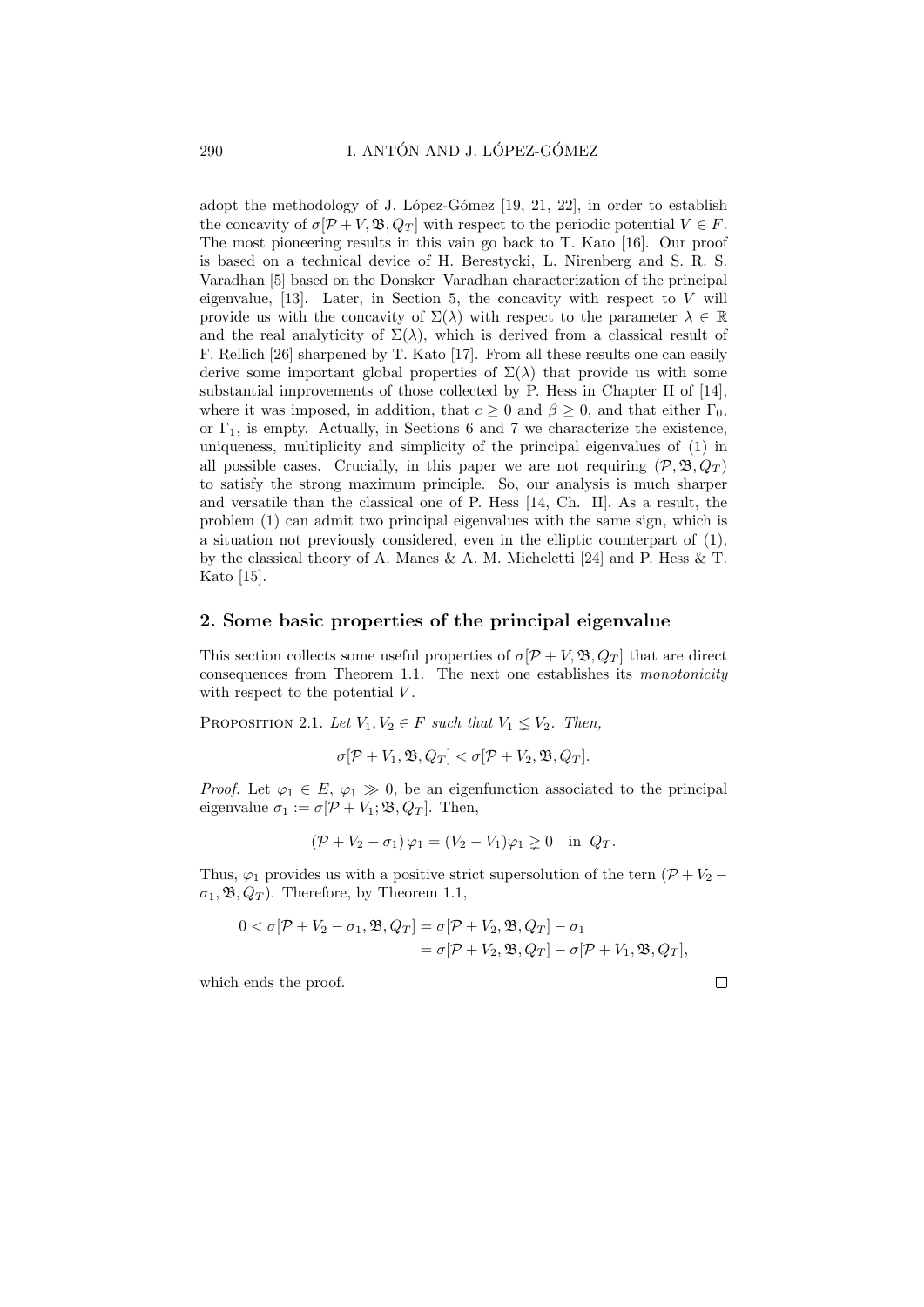adopt the methodology of J. López-Gómez [19, 21, 22], in order to establish the concavity of $\sigma[\mathcal{P}+V,\mathfrak{B},Q_T]$ with respect to the periodic potential $V\in F$. The most pioneering results in this vain go back to T. Kato [16]. Our proof is based on a technical device of H. Berestycki, L. Nirenberg and S. R. S. Varadhan [5] based on the Donsker–Varadhan characterization of the principal eigenvalue, [13]. Later, in Section 5, the concavity with respect to $V$ will provide us with the concavity of $\Sigma(\lambda)$ with respect to the parameter $\lambda\in\mathbb{R}$ and the real analyticity of $\Sigma(\lambda)$, which is derived from a classical result of F. Rellich [26] sharpened by T. Kato [17]. From all these results one can easily derive some important global properties of $\Sigma(\lambda)$ that provide us with some substantial improvements of those collected by P. Hess in Chapter II of [14], where it was imposed, in addition, that $c\geq 0$ and $\beta\geq 0$, and that either $\Gamma_0$, or $\Gamma_1$, is empty. Actually, in Sections 6 and 7 we characterize the existence, uniqueness, multiplicity and simplicity of the principal eigenvalues of (1) in all possible cases. Crucially, in this paper we are not requiring $(\mathcal{P},\mathfrak{B},Q_T)$ to satisfy the strong maximum principle. So, our analysis is much sharper and versatile than the classical one of P. Hess [14, Ch. II]. As a result, the problem (1) can admit two principal eigenvalues with the same sign, which is a situation not previously considered, even in the elliptic counterpart of (1), by the classical theory of A. Manes & A. M. Micheletti [24] and P. Hess & T. Kato [15].

## 2. Some basic properties of the principal eigenvalue

This section collects some useful properties of $\sigma[\mathcal{P}+V,\mathfrak{B},Q_T]$ that are direct consequences from Theorem 1.1. The next one establishes its *monotonicity* with respect to the potential $V$.

Proposition 2.1. *Let $V_1,V_2\in F$ such that $V_1\lneq V_2$. Then,*

$$\sigma[\mathcal{P}+V_1,\mathfrak{B},Q_T]<\sigma[\mathcal{P}+V_2,\mathfrak{B},Q_T].$$

*Proof.* Let $\varphi_1\in E$, $\varphi_1\gg 0$, be an eigenfunction associated to the principal eigenvalue $\sigma_1:=\sigma[\mathcal{P}+V_1;\mathfrak{B},Q_T]$. Then,

$$(\mathcal{P}+V_2-\sigma_1)\,\varphi_1=(V_2-V_1)\varphi_1\gneq 0\quad\text{in }\;Q_T.$$

Thus, $\varphi_1$ provides us with a positive strict supersolution of the tern $(\mathcal{P}+V_2-\sigma_1,\mathfrak{B},Q_T)$. Therefore, by Theorem 1.1,

$$\begin{aligned}0<\sigma[\mathcal{P}+V_2-\sigma_1,\mathfrak{B},Q_T]&=\sigma[\mathcal{P}+V_2,\mathfrak{B},Q_T]-\sigma_1\\&=\sigma[\mathcal{P}+V_2,\mathfrak{B},Q_T]-\sigma[\mathcal{P}+V_1,\mathfrak{B},Q_T],\end{aligned}$$

which ends the proof. $\square$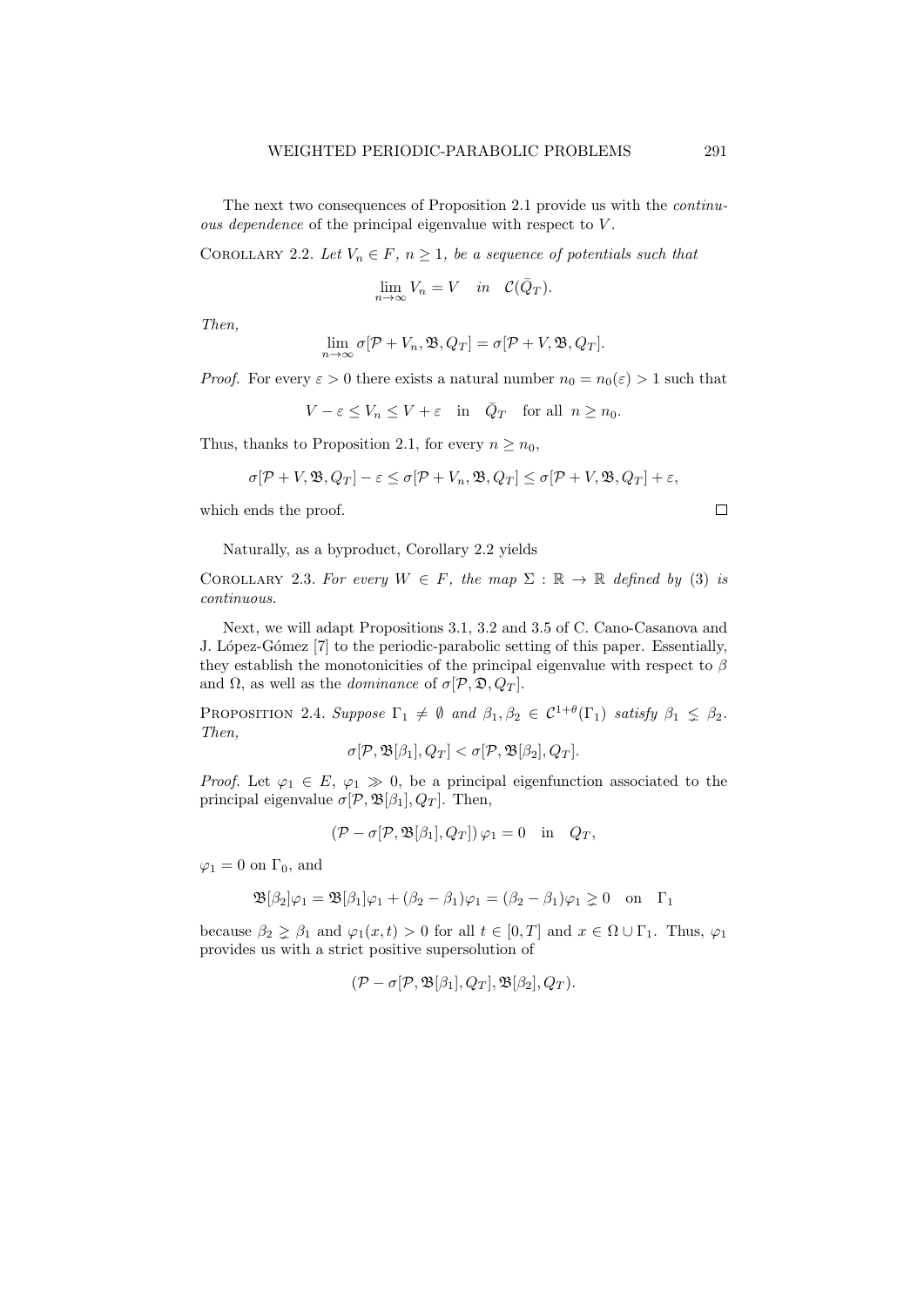The next two consequences of Proposition 2.1 provide us with the *continuous dependence* of the principal eigenvalue with respect to $V$.

COROLLARY 2.2. *Let $V_n \in F$, $n \geq 1$, be a sequence of potentials such that*

$$\lim_{n\to\infty} V_n = V \quad in \quad \mathcal{C}(\bar{Q}_T).$$

*Then,*

$$\lim_{n\to\infty} \sigma[\mathcal{P} + V_n, \mathfrak{B}, Q_T] = \sigma[\mathcal{P} + V, \mathfrak{B}, Q_T].$$

*Proof.* For every $\varepsilon > 0$ there exists a natural number $n_0 = n_0(\varepsilon) > 1$ such that

$$V - \varepsilon \leq V_n \leq V + \varepsilon \quad \text{in} \quad \bar{Q}_T \quad \text{for all} \;\; n \geq n_0.$$

Thus, thanks to Proposition 2.1, for every $n \geq n_0$,

$$\sigma[\mathcal{P} + V, \mathfrak{B}, Q_T] - \varepsilon \leq \sigma[\mathcal{P} + V_n, \mathfrak{B}, Q_T] \leq \sigma[\mathcal{P} + V, \mathfrak{B}, Q_T] + \varepsilon,$$

which ends the proof. $\square$

Naturally, as a byproduct, Corollary 2.2 yields

COROLLARY 2.3. *For every $W \in F$, the map $\Sigma : \mathbb{R} \to \mathbb{R}$ defined by* (3) *is continuous.*

Next, we will adapt Propositions 3.1, 3.2 and 3.5 of C. Cano-Casanova and J. López-Gómez [7] to the periodic-parabolic setting of this paper. Essentially, they establish the monotonicities of the principal eigenvalue with respect to $\beta$ and $\Omega$, as well as the *dominance* of $\sigma[\mathcal{P}, \mathfrak{D}, Q_T]$.

PROPOSITION 2.4. *Suppose $\Gamma_1 \neq \emptyset$ and $\beta_1, \beta_2 \in \mathcal{C}^{1+\theta}(\Gamma_1)$ satisfy $\beta_1 \lneq \beta_2$. Then,*

$$\sigma[\mathcal{P}, \mathfrak{B}[\beta_1], Q_T] < \sigma[\mathcal{P}, \mathfrak{B}[\beta_2], Q_T].$$

*Proof.* Let $\varphi_1 \in E$, $\varphi_1 \gg 0$, be a principal eigenfunction associated to the principal eigenvalue $\sigma[\mathcal{P}, \mathfrak{B}[\beta_1], Q_T]$. Then,

$$(\mathcal{P} - \sigma[\mathcal{P}, \mathfrak{B}[\beta_1], Q_T])\, \varphi_1 = 0 \quad \text{in} \quad Q_T,$$

$\varphi_1 = 0$ on $\Gamma_0$, and

$$\mathfrak{B}[\beta_2]\varphi_1 = \mathfrak{B}[\beta_1]\varphi_1 + (\beta_2 - \beta_1)\varphi_1 = (\beta_2 - \beta_1)\varphi_1 \gneq 0 \quad \text{on} \quad \Gamma_1$$

because $\beta_2 \gneq \beta_1$ and $\varphi_1(x, t) > 0$ for all $t \in [0, T]$ and $x \in \Omega \cup \Gamma_1$. Thus, $\varphi_1$ provides us with a strict positive supersolution of

$$(\mathcal{P} - \sigma[\mathcal{P}, \mathfrak{B}[\beta_1], Q_T], \mathfrak{B}[\beta_2], Q_T).$$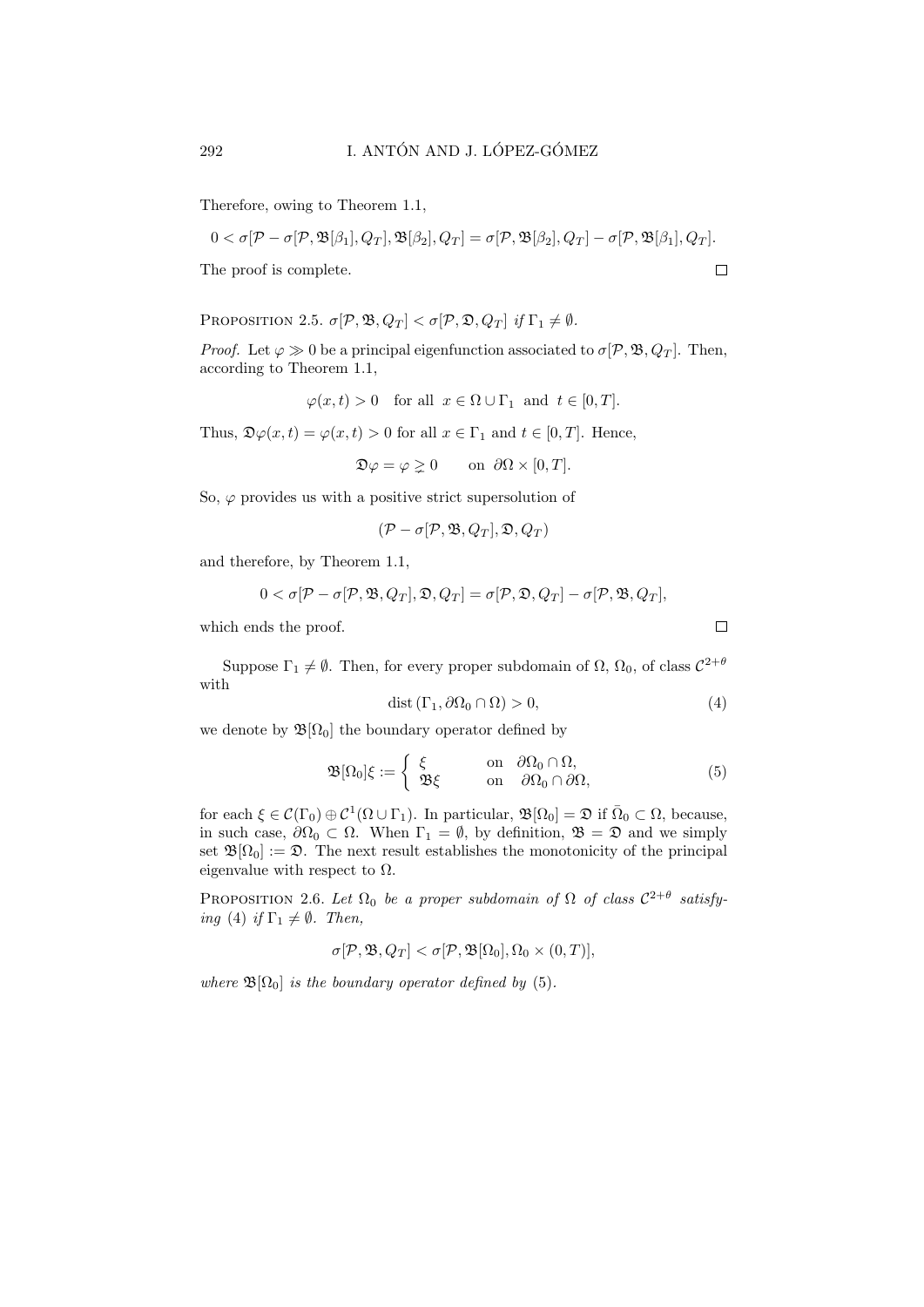Therefore, owing to Theorem 1.1,

$$0 < \sigma[\mathcal{P} - \sigma[\mathcal{P}, \mathfrak{B}[\beta_1], Q_T], \mathfrak{B}[\beta_2], Q_T] = \sigma[\mathcal{P}, \mathfrak{B}[\beta_2], Q_T] - \sigma[\mathcal{P}, \mathfrak{B}[\beta_1], Q_T].$$

The proof is complete. $\square$

PROPOSITION 2.5. *$\sigma[\mathcal{P}, \mathfrak{B}, Q_T] < \sigma[\mathcal{P}, \mathfrak{D}, Q_T]$ if $\Gamma_1 \neq \emptyset$.*

*Proof.* Let $\varphi \gg 0$ be a principal eigenfunction associated to $\sigma[\mathcal{P}, \mathfrak{B}, Q_T]$. Then, according to Theorem 1.1,

$$\varphi(x,t) > 0 \quad \text{for all} \;\; x \in \Omega \cup \Gamma_1 \;\; \text{and} \;\; t \in [0,T].$$

Thus, $\mathfrak{D}\varphi(x,t) = \varphi(x,t) > 0$ for all $x \in \Gamma_1$ and $t \in [0,T]$. Hence,

$$\mathfrak{D}\varphi = \varphi \gneq 0 \qquad \text{on} \;\; \partial\Omega \times [0,T].$$

So, $\varphi$ provides us with a positive strict supersolution of

$$(\mathcal{P} - \sigma[\mathcal{P}, \mathfrak{B}, Q_T], \mathfrak{D}, Q_T)$$

and therefore, by Theorem 1.1,

$$0 < \sigma[\mathcal{P} - \sigma[\mathcal{P}, \mathfrak{B}, Q_T], \mathfrak{D}, Q_T] = \sigma[\mathcal{P}, \mathfrak{D}, Q_T] - \sigma[\mathcal{P}, \mathfrak{B}, Q_T],$$

which ends the proof. $\square$

Suppose $\Gamma_1 \neq \emptyset$. Then, for every proper subdomain of $\Omega$, $\Omega_0$, of class $\mathcal{C}^{2+\theta}$ with

$$\operatorname{dist}(\Gamma_1, \partial\Omega_0 \cap \Omega) > 0, \tag{4}$$

we denote by $\mathfrak{B}[\Omega_0]$ the boundary operator defined by

$$\mathfrak{B}[\Omega_0]\xi := \begin{cases} \xi & \text{on} \;\; \partial\Omega_0 \cap \Omega, \\ \mathfrak{B}\xi & \text{on} \;\; \partial\Omega_0 \cap \partial\Omega, \end{cases} \tag{5}$$

for each $\xi \in \mathcal{C}(\Gamma_0) \oplus \mathcal{C}^1(\Omega \cup \Gamma_1)$. In particular, $\mathfrak{B}[\Omega_0] = \mathfrak{D}$ if $\bar{\Omega}_0 \subset \Omega$, because, in such case, $\partial\Omega_0 \subset \Omega$. When $\Gamma_1 = \emptyset$, by definition, $\mathfrak{B} = \mathfrak{D}$ and we simply set $\mathfrak{B}[\Omega_0] := \mathfrak{D}$. The next result establishes the monotonicity of the principal eigenvalue with respect to $\Omega$.

PROPOSITION 2.6. *Let $\Omega_0$ be a proper subdomain of $\Omega$ of class $\mathcal{C}^{2+\theta}$ satisfying (4) if $\Gamma_1 \neq \emptyset$. Then,*

$$\sigma[\mathcal{P}, \mathfrak{B}, Q_T] < \sigma[\mathcal{P}, \mathfrak{B}[\Omega_0], \Omega_0 \times (0,T)],$$

*where $\mathfrak{B}[\Omega_0]$ is the boundary operator defined by (5).*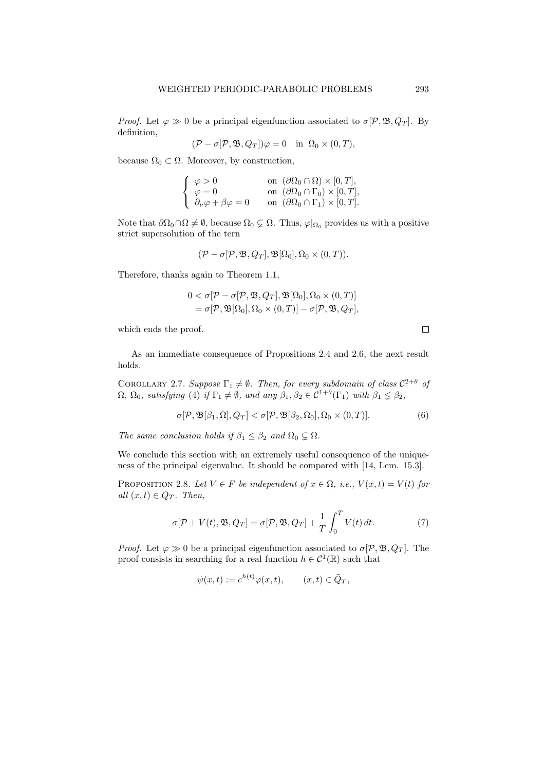*Proof.* Let $\varphi \gg 0$ be a principal eigenfunction associated to $\sigma[\mathcal{P}, \mathfrak{B}, Q_T]$. By definition,

$$(\mathcal{P} - \sigma[\mathcal{P}, \mathfrak{B}, Q_T])\varphi = 0 \quad \text{in } \Omega_0 \times (0, T),$$

because $\Omega_0 \subset \Omega$. Moreover, by construction,

$$\begin{cases} \varphi > 0 & \text{on } (\partial\Omega_0 \cap \Omega) \times [0, T], \\ \varphi = 0 & \text{on } (\partial\Omega_0 \cap \Gamma_0) \times [0, T], \\ \partial_\nu \varphi + \beta\varphi = 0 & \text{on } (\partial\Omega_0 \cap \Gamma_1) \times [0, T]. \end{cases}$$

Note that $\partial\Omega_0 \cap \Omega \neq \emptyset$, because $\Omega_0 \subsetneq \Omega$. Thus, $\varphi|_{\Omega_0}$ provides us with a positive strict supersolution of the tern

$$(\mathcal{P} - \sigma[\mathcal{P}, \mathfrak{B}, Q_T], \mathfrak{B}[\Omega_0], \Omega_0 \times (0, T)).$$

Therefore, thanks again to Theorem 1.1,

$$\begin{aligned} 0 &< \sigma[\mathcal{P} - \sigma[\mathcal{P}, \mathfrak{B}, Q_T], \mathfrak{B}[\Omega_0], \Omega_0 \times (0, T)] \\ &= \sigma[\mathcal{P}, \mathfrak{B}[\Omega_0], \Omega_0 \times (0, T)] - \sigma[\mathcal{P}, \mathfrak{B}, Q_T], \end{aligned}$$

which ends the proof. $\square$

As an immediate consequence of Propositions 2.4 and 2.6, the next result holds.

COROLLARY 2.7. *Suppose $\Gamma_1 \neq \emptyset$. Then, for every subdomain of class $\mathcal{C}^{2+\theta}$ of $\Omega$, $\Omega_0$, satisfying* (4) *if $\Gamma_1 \neq \emptyset$, and any $\beta_1, \beta_2 \in \mathcal{C}^{1+\theta}(\Gamma_1)$ with $\beta_1 \lneq \beta_2$,*

$$\sigma[\mathcal{P}, \mathfrak{B}[\beta_1, \Omega], Q_T] < \sigma[\mathcal{P}, \mathfrak{B}[\beta_2, \Omega_0], \Omega_0 \times (0, T)]. \tag{6}$$

*The same conclusion holds if $\beta_1 \leq \beta_2$ and $\Omega_0 \subsetneq \Omega$.*

We conclude this section with an extremely useful consequence of the uniqueness of the principal eigenvalue. It should be compared with [14, Lem. 15.3].

PROPOSITION 2.8. *Let $V \in F$ be independent of $x \in \Omega$, i.e., $V(x, t) = V(t)$ for all $(x, t) \in Q_T$. Then,*

$$\sigma[\mathcal{P} + V(t), \mathfrak{B}, Q_T] = \sigma[\mathcal{P}, \mathfrak{B}, Q_T] + \frac{1}{T}\int_0^T V(t)\, dt. \tag{7}$$

*Proof.* Let $\varphi \gg 0$ be a principal eigenfunction associated to $\sigma[\mathcal{P}, \mathfrak{B}, Q_T]$. The proof consists in searching for a real function $h \in \mathcal{C}^1(\mathbb{R})$ such that

$$\psi(x, t) := e^{h(t)}\varphi(x, t), \qquad (x, t) \in \bar{Q}_T,$$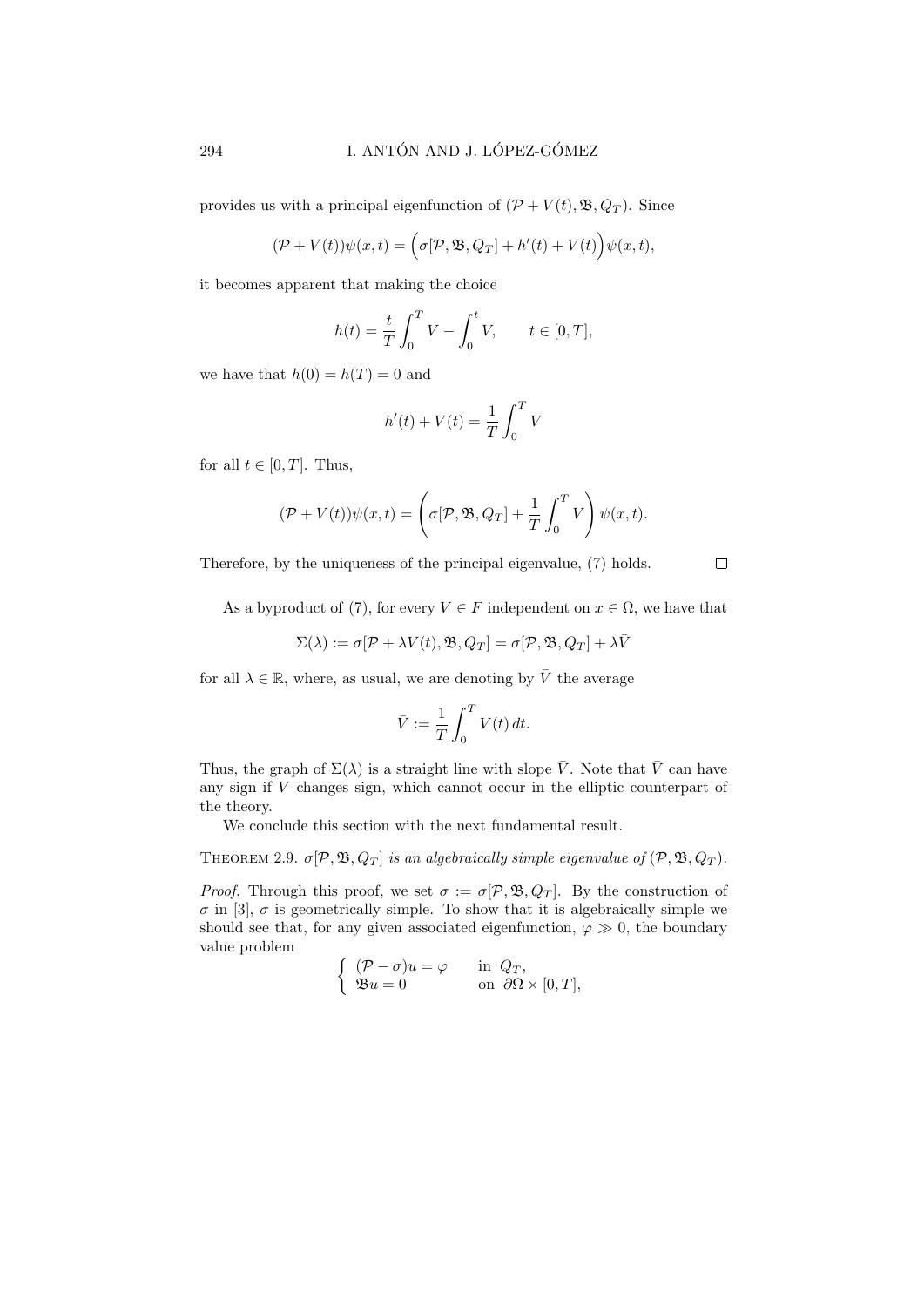provides us with a principal eigenfunction of $(\mathcal{P}+V(t),\mathfrak{B},Q_T)$. Since

$$(\mathcal{P}+V(t))\psi(x,t)=\Big(\sigma[\mathcal{P},\mathfrak{B},Q_T]+h'(t)+V(t)\Big)\psi(x,t),$$

it becomes apparent that making the choice

$$h(t)=\frac{t}{T}\int_0^T V-\int_0^t V,\qquad t\in[0,T],$$

we have that $h(0)=h(T)=0$ and

$$h'(t)+V(t)=\frac{1}{T}\int_0^T V$$

for all $t\in[0,T]$. Thus,

$$(\mathcal{P}+V(t))\psi(x,t)=\left(\sigma[\mathcal{P},\mathfrak{B},Q_T]+\frac{1}{T}\int_0^T V\right)\psi(x,t).$$

Therefore, by the uniqueness of the principal eigenvalue, (7) holds. $\square$

As a byproduct of (7), for every $V\in F$ independent on $x\in\Omega$, we have that

$$\Sigma(\lambda):=\sigma[\mathcal{P}+\lambda V(t),\mathfrak{B},Q_T]=\sigma[\mathcal{P},\mathfrak{B},Q_T]+\lambda\bar{V}$$

for all $\lambda\in\mathbb{R}$, where, as usual, we are denoting by $\bar{V}$ the average

$$\bar{V}:=\frac{1}{T}\int_0^T V(t)\,dt.$$

Thus, the graph of $\Sigma(\lambda)$ is a straight line with slope $\bar{V}$. Note that $\bar{V}$ can have any sign if $V$ changes sign, which cannot occur in the elliptic counterpart of the theory.

We conclude this section with the next fundamental result.

**Theorem 2.9.** *$\sigma[\mathcal{P},\mathfrak{B},Q_T]$ is an algebraically simple eigenvalue of $(\mathcal{P},\mathfrak{B},Q_T)$.*

*Proof.* Through this proof, we set $\sigma:=\sigma[\mathcal{P},\mathfrak{B},Q_T]$. By the construction of $\sigma$ in [3], $\sigma$ is geometrically simple. To show that it is algebraically simple we should see that, for any given associated eigenfunction, $\varphi\gg 0$, the boundary value problem

$$\begin{cases}(\mathcal{P}-\sigma)u=\varphi & \text{in } Q_T,\\ \mathfrak{B}u=0 & \text{on } \partial\Omega\times[0,T],\end{cases}$$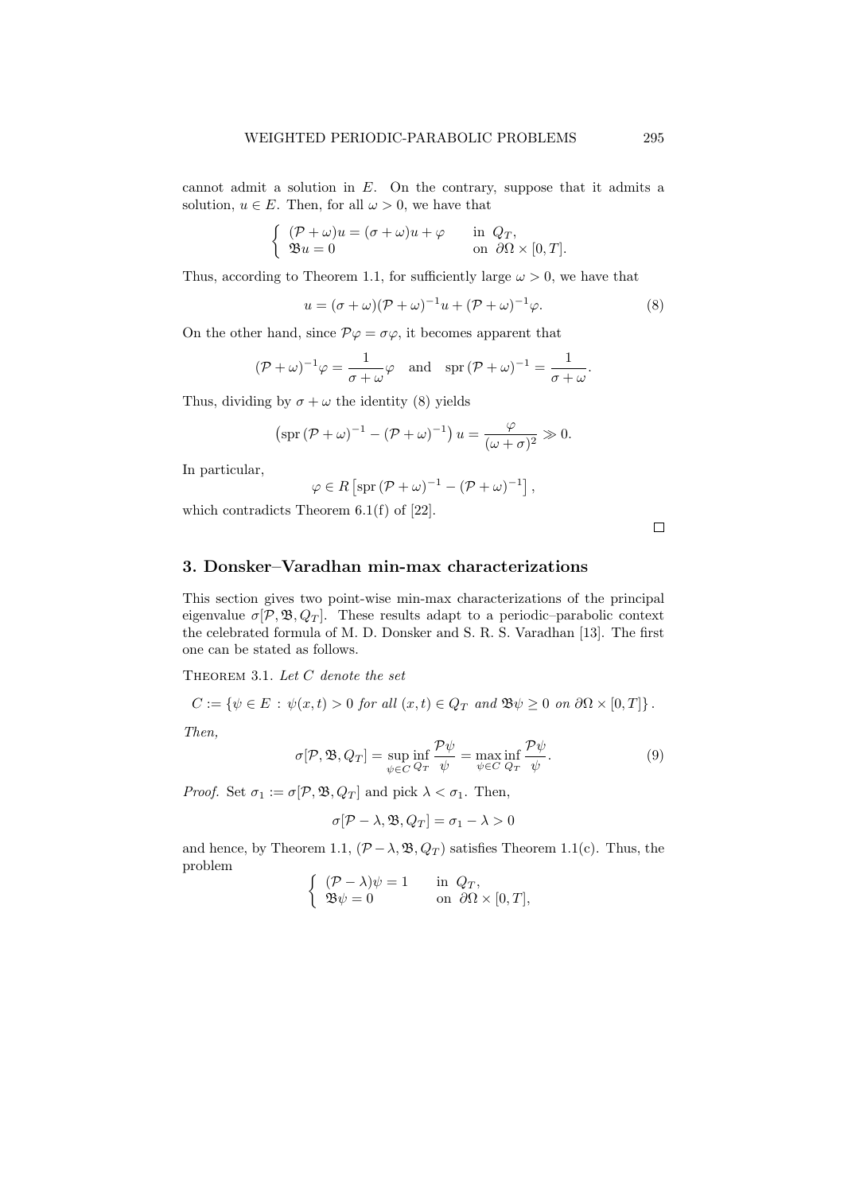cannot admit a solution in $E$. On the contrary, suppose that it admits a solution, $u \in E$. Then, for all $\omega > 0$, we have that

$$\begin{cases} (\mathcal{P} + \omega)u = (\sigma + \omega)u + \varphi & \text{in } Q_T, \\ \mathfrak{B}u = 0 & \text{on } \partial\Omega \times [0, T]. \end{cases}$$

Thus, according to Theorem 1.1, for sufficiently large $\omega > 0$, we have that

$$u = (\sigma + \omega)(\mathcal{P} + \omega)^{-1}u + (\mathcal{P} + \omega)^{-1}\varphi. \tag{8}$$

On the other hand, since $\mathcal{P}\varphi = \sigma\varphi$, it becomes apparent that

$$(\mathcal{P} + \omega)^{-1}\varphi = \frac{1}{\sigma + \omega}\varphi \quad \text{and} \quad \operatorname{spr}(\mathcal{P} + \omega)^{-1} = \frac{1}{\sigma + \omega}.$$

Thus, dividing by $\sigma + \omega$ the identity (8) yields

$$\left(\operatorname{spr}(\mathcal{P} + \omega)^{-1} - (\mathcal{P} + \omega)^{-1}\right) u = \frac{\varphi}{(\omega + \sigma)^2} \gg 0.$$

In particular,

$$\varphi \in R\left[\operatorname{spr}(\mathcal{P} + \omega)^{-1} - (\mathcal{P} + \omega)^{-1}\right],$$

which contradicts Theorem 6.1(f) of [22].

□

## 3. Donsker–Varadhan min-max characterizations

This section gives two point-wise min-max characterizations of the principal eigenvalue $\sigma[\mathcal{P}, \mathfrak{B}, Q_T]$. These results adapt to a periodic–parabolic context the celebrated formula of M. D. Donsker and S. R. S. Varadhan [13]. The first one can be stated as follows.

Theorem 3.1. *Let $C$ denote the set*

$$C := \{\psi \in E \,:\, \psi(x,t) > 0 \text{ for all } (x,t) \in Q_T \text{ and } \mathfrak{B}\psi \geq 0 \text{ on } \partial\Omega \times [0,T]\}.$$

*Then,*

$$\sigma[\mathcal{P}, \mathfrak{B}, Q_T] = \sup_{\psi \in C} \inf_{Q_T} \frac{\mathcal{P}\psi}{\psi} = \max_{\psi \in C} \inf_{Q_T} \frac{\mathcal{P}\psi}{\psi}. \tag{9}$$

*Proof.* Set $\sigma_1 := \sigma[\mathcal{P}, \mathfrak{B}, Q_T]$ and pick $\lambda < \sigma_1$. Then,

$$\sigma[\mathcal{P} - \lambda, \mathfrak{B}, Q_T] = \sigma_1 - \lambda > 0$$

and hence, by Theorem 1.1, $(\mathcal{P} - \lambda, \mathfrak{B}, Q_T)$ satisfies Theorem 1.1(c). Thus, the problem

$$\begin{cases} (\mathcal{P} - \lambda)\psi = 1 & \text{in } Q_T, \\ \mathfrak{B}\psi = 0 & \text{on } \partial\Omega \times [0, T], \end{cases}$$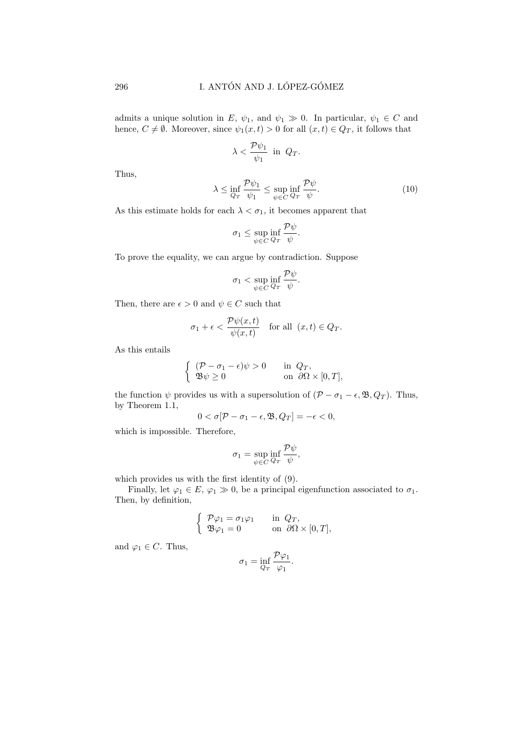admits a unique solution in $E$, $\psi_1$, and $\psi_1 \gg 0$. In particular, $\psi_1 \in C$ and hence, $C \neq \emptyset$. Moreover, since $\psi_1(x,t) > 0$ for all $(x,t) \in Q_T$, it follows that

$$\lambda < \frac{\mathcal{P}\psi_1}{\psi_1} \text{ in } Q_T.$$

Thus,

$$\lambda \leq \inf_{Q_T} \frac{\mathcal{P}\psi_1}{\psi_1} \leq \sup_{\psi \in C} \inf_{Q_T} \frac{\mathcal{P}\psi}{\psi}. \tag{10}$$

As this estimate holds for each $\lambda < \sigma_1$, it becomes apparent that

$$\sigma_1 \leq \sup_{\psi \in C} \inf_{Q_T} \frac{\mathcal{P}\psi}{\psi}.$$

To prove the equality, we can argue by contradiction. Suppose

$$\sigma_1 < \sup_{\psi \in C} \inf_{Q_T} \frac{\mathcal{P}\psi}{\psi}.$$

Then, there are $\epsilon > 0$ and $\psi \in C$ such that

$$\sigma_1 + \epsilon < \frac{\mathcal{P}\psi(x,t)}{\psi(x,t)} \quad \text{for all } (x,t) \in Q_T.$$

As this entails

$$\begin{cases} (\mathcal{P} - \sigma_1 - \epsilon)\psi > 0 & \text{in } Q_T, \\ \mathfrak{B}\psi \geq 0 & \text{on } \partial\Omega \times [0,T], \end{cases}$$

the function $\psi$ provides us with a supersolution of $(\mathcal{P} - \sigma_1 - \epsilon, \mathfrak{B}, Q_T)$. Thus, by Theorem 1.1,

$$0 < \sigma[\mathcal{P} - \sigma_1 - \epsilon, \mathfrak{B}, Q_T] = -\epsilon < 0,$$

which is impossible. Therefore,

$$\sigma_1 = \sup_{\psi \in C} \inf_{Q_T} \frac{\mathcal{P}\psi}{\psi},$$

which provides us with the first identity of (9).

Finally, let $\varphi_1 \in E$, $\varphi_1 \gg 0$, be a principal eigenfunction associated to $\sigma_1$. Then, by definition,

$$\begin{cases} \mathcal{P}\varphi_1 = \sigma_1 \varphi_1 & \text{in } Q_T, \\ \mathfrak{B}\varphi_1 = 0 & \text{on } \partial\Omega \times [0,T], \end{cases}$$

and $\varphi_1 \in C$. Thus,

$$\sigma_1 = \inf_{Q_T} \frac{\mathcal{P}\varphi_1}{\varphi_1}.$$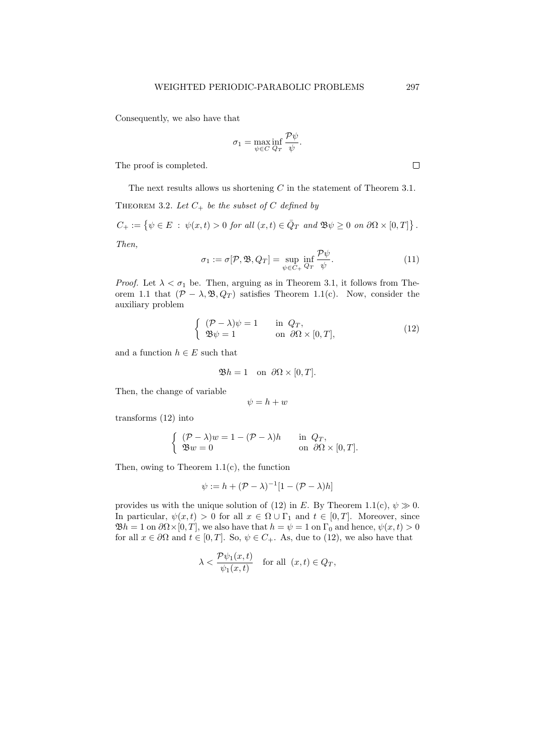Consequently, we also have that

$$\sigma_1 = \max_{\psi \in C} \inf_{Q_T} \frac{\mathcal{P}\psi}{\psi}.$$

The proof is completed. $\square$

The next results allows us shortening $C$ in the statement of Theorem 3.1.

THEOREM 3.2. *Let $C_+$ be the subset of $C$ defined by*

$$C_+ := \left\{ \psi \in E \ : \ \psi(x,t) > 0 \ \textit{for all} \ (x,t) \in \bar{Q}_T \ \textit{and} \ \mathfrak{B}\psi \geq 0 \ \textit{on} \ \partial\Omega \times [0,T] \right\}.$$

*Then,*

$$\sigma_1 := \sigma[\mathcal{P}, \mathfrak{B}, Q_T] = \sup_{\psi \in C_+} \inf_{Q_T} \frac{\mathcal{P}\psi}{\psi}. \tag{11}$$

*Proof.* Let $\lambda < \sigma_1$ be. Then, arguing as in Theorem 3.1, it follows from Theorem 1.1 that $(\mathcal{P} - \lambda, \mathfrak{B}, Q_T)$ satisfies Theorem 1.1(c). Now, consider the auxiliary problem

$$\begin{cases} (\mathcal{P} - \lambda)\psi = 1 & \text{in } \ Q_T, \\ \mathfrak{B}\psi = 1 & \text{on } \ \partial\Omega \times [0,T], \end{cases} \tag{12}$$

and a function $h \in E$ such that

$$\mathfrak{B}h = 1 \quad \text{on } \ \partial\Omega \times [0,T].$$

Then, the change of variable

$$\psi = h + w$$

transforms (12) into

$$\begin{cases} (\mathcal{P} - \lambda)w = 1 - (\mathcal{P} - \lambda)h & \text{in } \ Q_T, \\ \mathfrak{B}w = 0 & \text{on } \ \partial\Omega \times [0,T]. \end{cases}$$

Then, owing to Theorem 1.1(c), the function

$$\psi := h + (\mathcal{P} - \lambda)^{-1}[1 - (\mathcal{P} - \lambda)h]$$

provides us with the unique solution of (12) in $E$. By Theorem 1.1(c), $\psi \gg 0$. In particular, $\psi(x,t) > 0$ for all $x \in \Omega \cup \Gamma_1$ and $t \in [0,T]$. Moreover, since $\mathfrak{B}h = 1$ on $\partial\Omega \times [0,T]$, we also have that $h = \psi = 1$ on $\Gamma_0$ and hence, $\psi(x,t) > 0$ for all $x \in \partial\Omega$ and $t \in [0,T]$. So, $\psi \in C_+$. As, due to (12), we also have that

$$\lambda < \frac{\mathcal{P}\psi_1(x,t)}{\psi_1(x,t)} \quad \text{for all } \ (x,t) \in Q_T,$$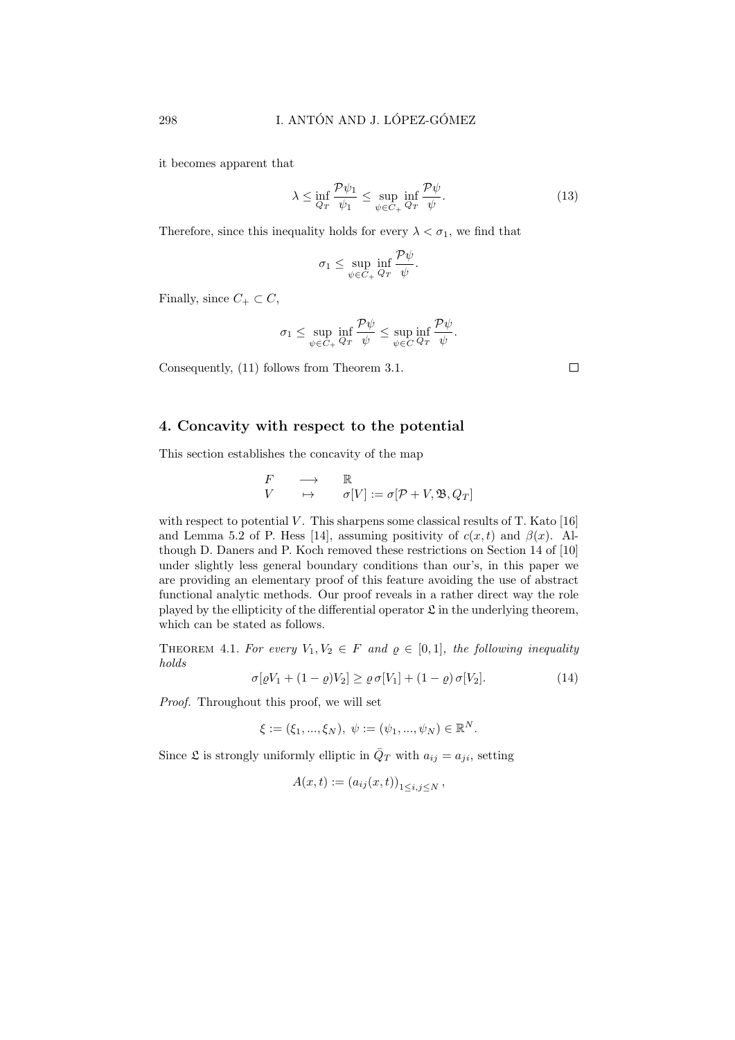it becomes apparent that

$$\lambda \leq \inf_{Q_T} \frac{\mathcal{P}\psi_1}{\psi_1} \leq \sup_{\psi \in C_+} \inf_{Q_T} \frac{\mathcal{P}\psi}{\psi}. \tag{13}$$

Therefore, since this inequality holds for every $\lambda < \sigma_1$, we find that

$$\sigma_1 \leq \sup_{\psi \in C_+} \inf_{Q_T} \frac{\mathcal{P}\psi}{\psi}.$$

Finally, since $C_+ \subset C$,

$$\sigma_1 \leq \sup_{\psi \in C_+} \inf_{Q_T} \frac{\mathcal{P}\psi}{\psi} \leq \sup_{\psi \in C} \inf_{Q_T} \frac{\mathcal{P}\psi}{\psi}.$$

Consequently, (11) follows from Theorem 3.1. $\square$

## 4. Concavity with respect to the potential

This section establishes the concavity of the map

$$\begin{array}{ccc} F & \longrightarrow & \mathbb{R} \\ V & \mapsto & \sigma[V] := \sigma[\mathcal{P} + V, \mathfrak{B}, Q_T] \end{array}$$

with respect to potential $V$. This sharpens some classical results of T. Kato [16] and Lemma 5.2 of P. Hess [14], assuming positivity of $c(x,t)$ and $\beta(x)$. Although D. Daners and P. Koch removed these restrictions on Section 14 of [10] under slightly less general boundary conditions than our's, in this paper we are providing an elementary proof of this feature avoiding the use of abstract functional analytic methods. Our proof reveals in a rather direct way the role played by the ellipticity of the differential operator $\mathfrak{L}$ in the underlying theorem, which can be stated as follows.

THEOREM 4.1. *For every $V_1, V_2 \in F$ and $\varrho \in [0,1]$, the following inequality holds*

$$\sigma[\varrho V_1 + (1-\varrho)V_2] \geq \varrho\, \sigma[V_1] + (1-\varrho)\, \sigma[V_2]. \tag{14}$$

*Proof.* Throughout this proof, we will set

$$\xi := (\xi_1, ..., \xi_N),\ \psi := (\psi_1, ..., \psi_N) \in \mathbb{R}^N.$$

Since $\mathfrak{L}$ is strongly uniformly elliptic in $\bar{Q}_T$ with $a_{ij} = a_{ji}$, setting

$$A(x,t) := (a_{ij}(x,t))_{1 \leq i,j \leq N},$$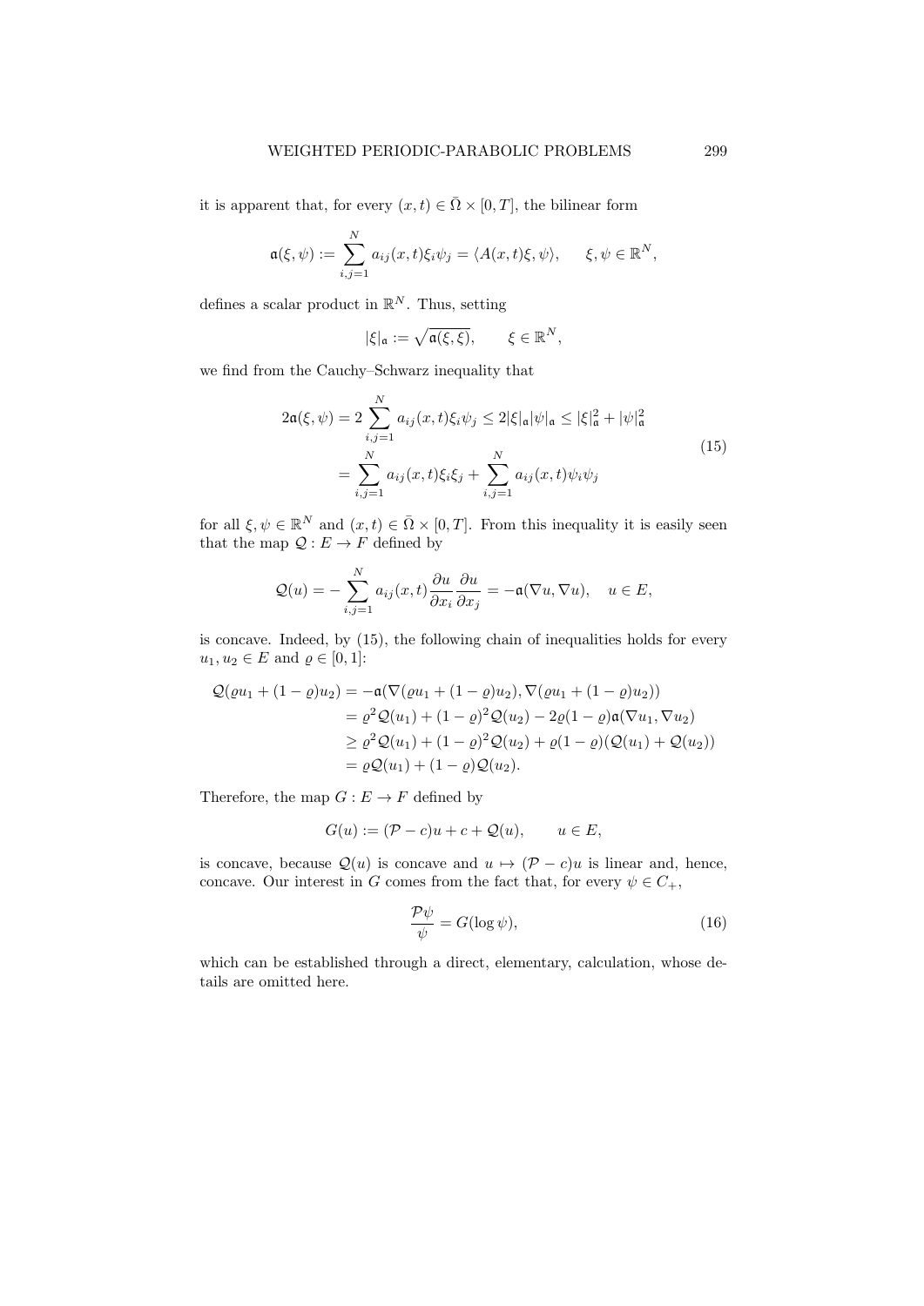it is apparent that, for every $(x,t) \in \bar{\Omega} \times [0,T]$, the bilinear form

$$\mathfrak{a}(\xi, \psi) := \sum_{i,j=1}^{N} a_{ij}(x,t)\xi_i \psi_j = \langle A(x,t)\xi, \psi \rangle, \qquad \xi, \psi \in \mathbb{R}^N,$$

defines a scalar product in $\mathbb{R}^N$. Thus, setting

$$|\xi|_{\mathfrak{a}} := \sqrt{\mathfrak{a}(\xi,\xi)}, \qquad \xi \in \mathbb{R}^N,$$

we find from the Cauchy–Schwarz inequality that

$$\begin{aligned} 2\mathfrak{a}(\xi, \psi) &= 2\sum_{i,j=1}^{N} a_{ij}(x,t)\xi_i \psi_j \le 2|\xi|_{\mathfrak{a}}|\psi|_{\mathfrak{a}} \le |\xi|_{\mathfrak{a}}^2 + |\psi|_{\mathfrak{a}}^2 \\ &= \sum_{i,j=1}^{N} a_{ij}(x,t)\xi_i\xi_j + \sum_{i,j=1}^{N} a_{ij}(x,t)\psi_i\psi_j \end{aligned} \tag{15}$$

for all $\xi, \psi \in \mathbb{R}^N$ and $(x,t) \in \bar{\Omega} \times [0,T]$. From this inequality it is easily seen that the map $\mathcal{Q} : E \to F$ defined by

$$\mathcal{Q}(u) = -\sum_{i,j=1}^{N} a_{ij}(x,t)\frac{\partial u}{\partial x_i}\frac{\partial u}{\partial x_j} = -\mathfrak{a}(\nabla u, \nabla u), \quad u \in E,$$

is concave. Indeed, by (15), the following chain of inequalities holds for every $u_1, u_2 \in E$ and $\varrho \in [0,1]$:

$$\begin{aligned} \mathcal{Q}(\varrho u_1 + (1-\varrho)u_2) &= -\mathfrak{a}(\nabla(\varrho u_1 + (1-\varrho)u_2), \nabla(\varrho u_1 + (1-\varrho)u_2)) \\ &= \varrho^2 \mathcal{Q}(u_1) + (1-\varrho)^2\mathcal{Q}(u_2) - 2\varrho(1-\varrho)\mathfrak{a}(\nabla u_1, \nabla u_2) \\ &\ge \varrho^2 \mathcal{Q}(u_1) + (1-\varrho)^2\mathcal{Q}(u_2) + \varrho(1-\varrho)(\mathcal{Q}(u_1) + \mathcal{Q}(u_2)) \\ &= \varrho\mathcal{Q}(u_1) + (1-\varrho)\mathcal{Q}(u_2). \end{aligned}$$

Therefore, the map $G : E \to F$ defined by

$$G(u) := (\mathcal{P} - c)u + c + \mathcal{Q}(u), \qquad u \in E,$$

is concave, because $\mathcal{Q}(u)$ is concave and $u \mapsto (\mathcal{P} - c)u$ is linear and, hence, concave. Our interest in $G$ comes from the fact that, for every $\psi \in C_+$,

$$\frac{\mathcal{P}\psi}{\psi} = G(\log\psi), \tag{16}$$

which can be established through a direct, elementary, calculation, whose details are omitted here.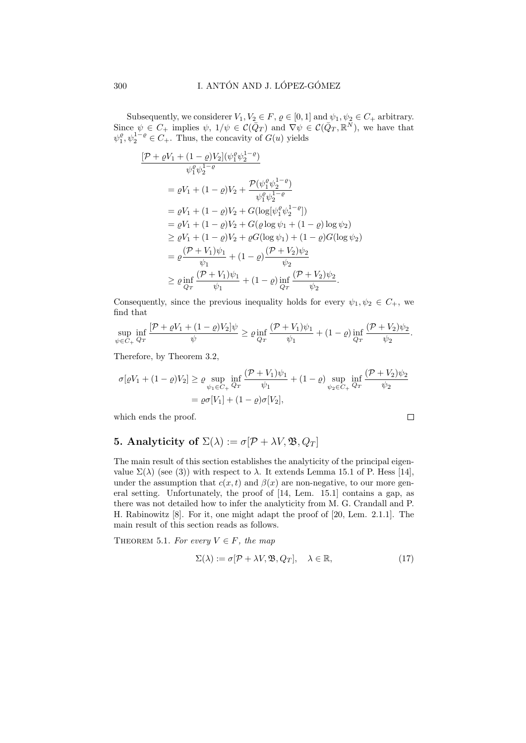Subsequently, we considerer $V_1, V_2 \in F$, $\varrho \in [0,1]$ and $\psi_1, \psi_2 \in C_+$ arbitrary. Since $\psi \in C_+$ implies $\psi$, $1/\psi \in \mathcal{C}(\bar{Q}_T)$ and $\nabla\psi \in \mathcal{C}(\bar{Q}_T, \mathbb{R}^N)$, we have that $\psi_1^{\varrho}, \psi_2^{1-\varrho} \in C_+$. Thus, the concavity of $G(u)$ yields

$$
\begin{aligned}
&\frac{[\mathcal{P} + \varrho V_1 + (1-\varrho)V_2](\psi_1^{\varrho}\psi_2^{1-\varrho})}{\psi_1^{\varrho}\psi_2^{1-\varrho}} \\
&\quad = \varrho V_1 + (1-\varrho)V_2 + \frac{\mathcal{P}(\psi_1^{\varrho}\psi_2^{1-\varrho})}{\psi_1^{\varrho}\psi_2^{1-\varrho}} \\
&\quad = \varrho V_1 + (1-\varrho)V_2 + G(\log[\psi_1^{\varrho}\psi_2^{1-\varrho}]) \\
&\quad = \varrho V_1 + (1-\varrho)V_2 + G(\varrho\log\psi_1 + (1-\varrho)\log\psi_2) \\
&\quad \geq \varrho V_1 + (1-\varrho)V_2 + \varrho G(\log\psi_1) + (1-\varrho)G(\log\psi_2) \\
&\quad = \varrho\frac{(\mathcal{P}+V_1)\psi_1}{\psi_1} + (1-\varrho)\frac{(\mathcal{P}+V_2)\psi_2}{\psi_2} \\
&\quad \geq \varrho\inf_{Q_T}\frac{(\mathcal{P}+V_1)\psi_1}{\psi_1} + (1-\varrho)\inf_{Q_T}\frac{(\mathcal{P}+V_2)\psi_2}{\psi_2}.
\end{aligned}
$$

Consequently, since the previous inequality holds for every $\psi_1, \psi_2 \in C_+$, we find that

$$
\sup_{\psi\in C_+}\inf_{Q_T}\frac{[\mathcal{P}+\varrho V_1+(1-\varrho)V_2]\psi}{\psi} \geq \varrho\inf_{Q_T}\frac{(\mathcal{P}+V_1)\psi_1}{\psi_1} + (1-\varrho)\inf_{Q_T}\frac{(\mathcal{P}+V_2)\psi_2}{\psi_2}.
$$

Therefore, by Theorem 3.2,

$$
\begin{aligned}
\sigma[\varrho V_1 + (1-\varrho)V_2] &\geq \varrho\sup_{\psi_1\in C_+}\inf_{Q_T}\frac{(\mathcal{P}+V_1)\psi_1}{\psi_1} + (1-\varrho)\sup_{\psi_2\in C_+}\inf_{Q_T}\frac{(\mathcal{P}+V_2)\psi_2}{\psi_2} \\
&= \varrho\sigma[V_1] + (1-\varrho)\sigma[V_2],
\end{aligned}
$$

which ends the proof. $\square$

## 5. Analyticity of $\Sigma(\lambda) := \sigma[\mathcal{P} + \lambda V, \mathfrak{B}, Q_T]$

The main result of this section establishes the analyticity of the principal eigenvalue $\Sigma(\lambda)$ (see (3)) with respect to $\lambda$. It extends Lemma 15.1 of P. Hess [14], under the assumption that $c(x,t)$ and $\beta(x)$ are non-negative, to our more general setting. Unfortunately, the proof of [14, Lem. 15.1] contains a gap, as there was not detailed how to infer the analyticity from M. G. Crandall and P. H. Rabinowitz [8]. For it, one might adapt the proof of [20, Lem. 2.1.1]. The main result of this section reads as follows.

THEOREM 5.1. *For every $V \in F$, the map*

$$
\Sigma(\lambda) := \sigma[\mathcal{P} + \lambda V, \mathfrak{B}, Q_T], \quad \lambda \in \mathbb{R}, \tag{17}
$$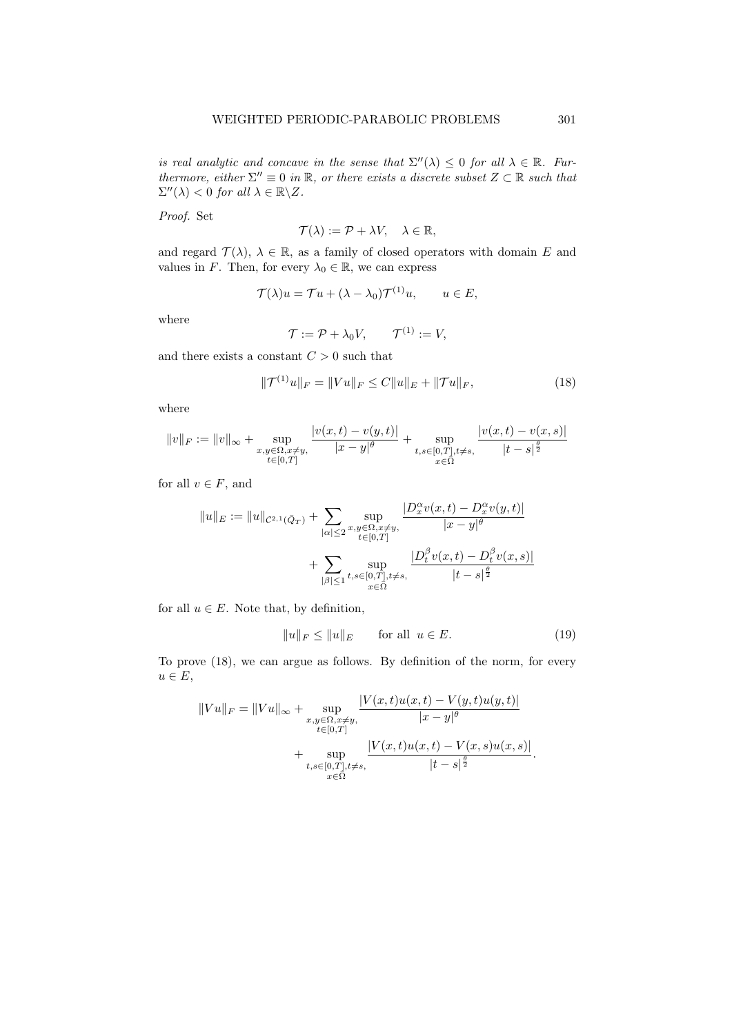*is real analytic and concave in the sense that $\Sigma''(\lambda) \leq 0$ for all $\lambda \in \mathbb{R}$. Furthermore, either $\Sigma'' \equiv 0$ in $\mathbb{R}$, or there exists a discrete subset $Z \subset \mathbb{R}$ such that $\Sigma''(\lambda) < 0$ for all $\lambda \in \mathbb{R} \backslash Z$.*

*Proof.* Set

$$\mathcal{T}(\lambda) := \mathcal{P} + \lambda V, \quad \lambda \in \mathbb{R},$$

and regard $\mathcal{T}(\lambda)$, $\lambda \in \mathbb{R}$, as a family of closed operators with domain $E$ and values in $F$. Then, for every $\lambda_0 \in \mathbb{R}$, we can express

$$\mathcal{T}(\lambda)u = \mathcal{T}u + (\lambda - \lambda_0)\mathcal{T}^{(1)}u, \qquad u \in E,$$

where

$$\mathcal{T} := \mathcal{P} + \lambda_0 V, \qquad \mathcal{T}^{(1)} := V,$$

and there exists a constant $C > 0$ such that

$$\|\mathcal{T}^{(1)}u\|_F = \|Vu\|_F \leq C\|u\|_E + \|\mathcal{T}u\|_F, \tag{18}$$

where

$$\|v\|_F := \|v\|_\infty + \sup_{\substack{x,y \in \Omega, x \neq y, \\ t \in [0,T]}} \frac{|v(x,t) - v(y,t)|}{|x-y|^\theta} + \sup_{\substack{t,s \in [0,T], t \neq s, \\ x \in \bar{\Omega}}} \frac{|v(x,t) - v(x,s)|}{|t-s|^{\frac{\theta}{2}}}$$

for all $v \in F$, and

$$\|u\|_E := \|u\|_{\mathcal{C}^{2,1}(\bar{Q}_T)} + \sum_{|\alpha| \leq 2} \sup_{\substack{x,y \in \Omega, x \neq y, \\ t \in [0,T]}} \frac{|D_x^\alpha v(x,t) - D_x^\alpha v(y,t)|}{|x-y|^\theta} + \sum_{|\beta| \leq 1} \sup_{\substack{t,s \in [0,T], t \neq s, \\ x \in \bar{\Omega}}} \frac{|D_t^\beta v(x,t) - D_t^\beta v(x,s)|}{|t-s|^{\frac{\theta}{2}}}$$

for all $u \in E$. Note that, by definition,

$$\|u\|_F \leq \|u\|_E \qquad \text{for all } \; u \in E. \tag{19}$$

To prove (18), we can argue as follows. By definition of the norm, for every $u \in E$,

$$\|Vu\|_F = \|Vu\|_\infty + \sup_{\substack{x,y \in \Omega, x \neq y, \\ t \in [0,T]}} \frac{|V(x,t)u(x,t) - V(y,t)u(y,t)|}{|x-y|^\theta} + \sup_{\substack{t,s \in [0,T], t \neq s, \\ x \in \bar{\Omega}}} \frac{|V(x,t)u(x,t) - V(x,s)u(x,s)|}{|t-s|^{\frac{\theta}{2}}}.$$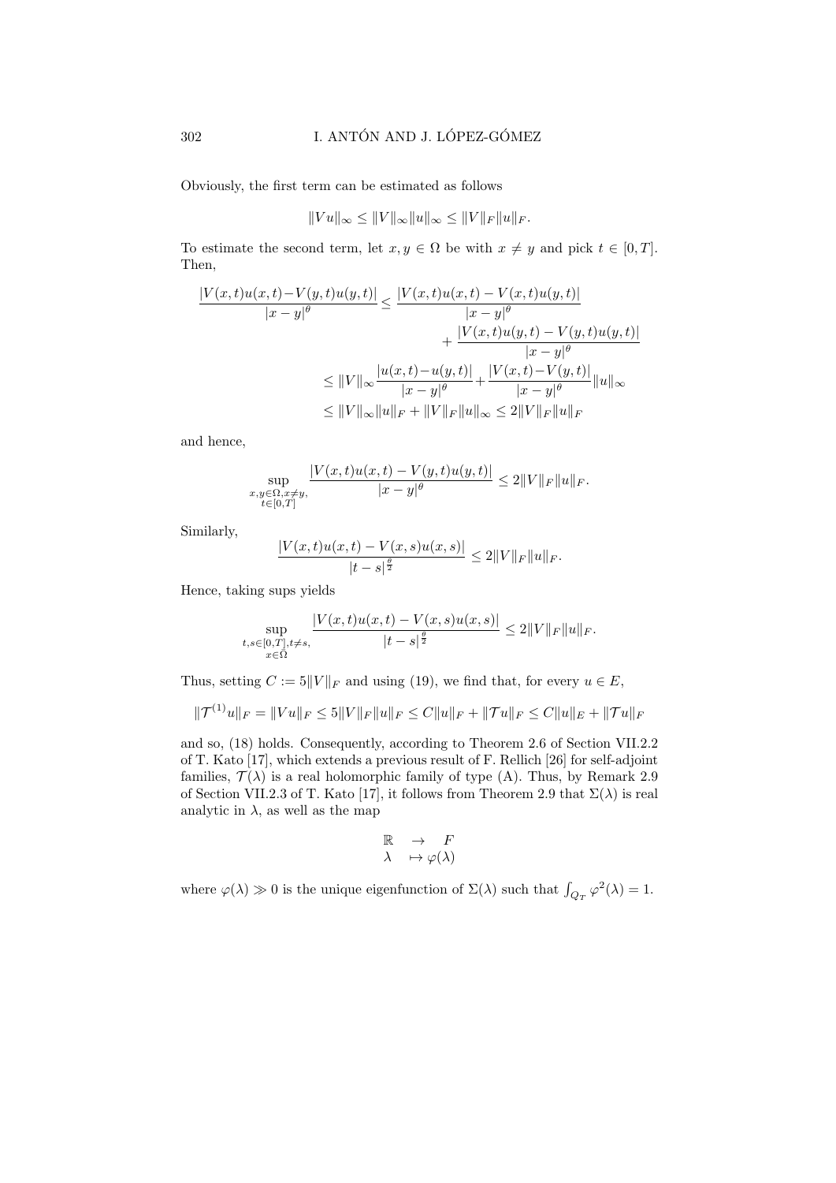Obviously, the first term can be estimated as follows

$$\|Vu\|_\infty \le \|V\|_\infty \|u\|_\infty \le \|V\|_F \|u\|_F.$$

To estimate the second term, let $x, y \in \Omega$ be with $x \neq y$ and pick $t \in [0,T]$. Then,

$$\begin{aligned}
\frac{|V(x,t)u(x,t)-V(y,t)u(y,t)|}{|x-y|^\theta} &\le \frac{|V(x,t)u(x,t)-V(x,t)u(y,t)|}{|x-y|^\theta} \\
&\quad + \frac{|V(x,t)u(y,t)-V(y,t)u(y,t)|}{|x-y|^\theta} \\
&\le \|V\|_\infty \frac{|u(x,t)-u(y,t)|}{|x-y|^\theta} + \frac{|V(x,t)-V(y,t)|}{|x-y|^\theta}\|u\|_\infty \\
&\le \|V\|_\infty \|u\|_F + \|V\|_F \|u\|_\infty \le 2\|V\|_F \|u\|_F
\end{aligned}$$

and hence,

$$\sup_{\substack{x,y\in\Omega, x\neq y,\\ t\in[0,T]}} \frac{|V(x,t)u(x,t)-V(y,t)u(y,t)|}{|x-y|^\theta} \le 2\|V\|_F \|u\|_F.$$

Similarly,

$$\frac{|V(x,t)u(x,t)-V(x,s)u(x,s)|}{|t-s|^{\frac{\theta}{2}}} \le 2\|V\|_F \|u\|_F.$$

Hence, taking sups yields

$$\sup_{\substack{t,s\in[0,T], t\neq s,\\ x\in\bar{\Omega}}} \frac{|V(x,t)u(x,t)-V(x,s)u(x,s)|}{|t-s|^{\frac{\theta}{2}}} \le 2\|V\|_F \|u\|_F.$$

Thus, setting $C := 5\|V\|_F$ and using (19), we find that, for every $u \in E$,

$$\|\mathcal{T}^{(1)}u\|_F = \|Vu\|_F \le 5\|V\|_F \|u\|_F \le C\|u\|_F + \|\mathcal{T}u\|_F \le C\|u\|_E + \|\mathcal{T}u\|_F$$

and so, (18) holds. Consequently, according to Theorem 2.6 of Section VII.2.2 of T. Kato [17], which extends a previous result of F. Rellich [26] for self-adjoint families, $\mathcal{T}(\lambda)$ is a real holomorphic family of type (A). Thus, by Remark 2.9 of Section VII.2.3 of T. Kato [17], it follows from Theorem 2.9 that $\Sigma(\lambda)$ is real analytic in $\lambda$, as well as the map

$$\begin{array}{ccc}
\mathbb{R} & \to & F \\
\lambda & \mapsto & \varphi(\lambda)
\end{array}$$

where $\varphi(\lambda) \gg 0$ is the unique eigenfunction of $\Sigma(\lambda)$ such that $\int_{Q_T} \varphi^2(\lambda) = 1$.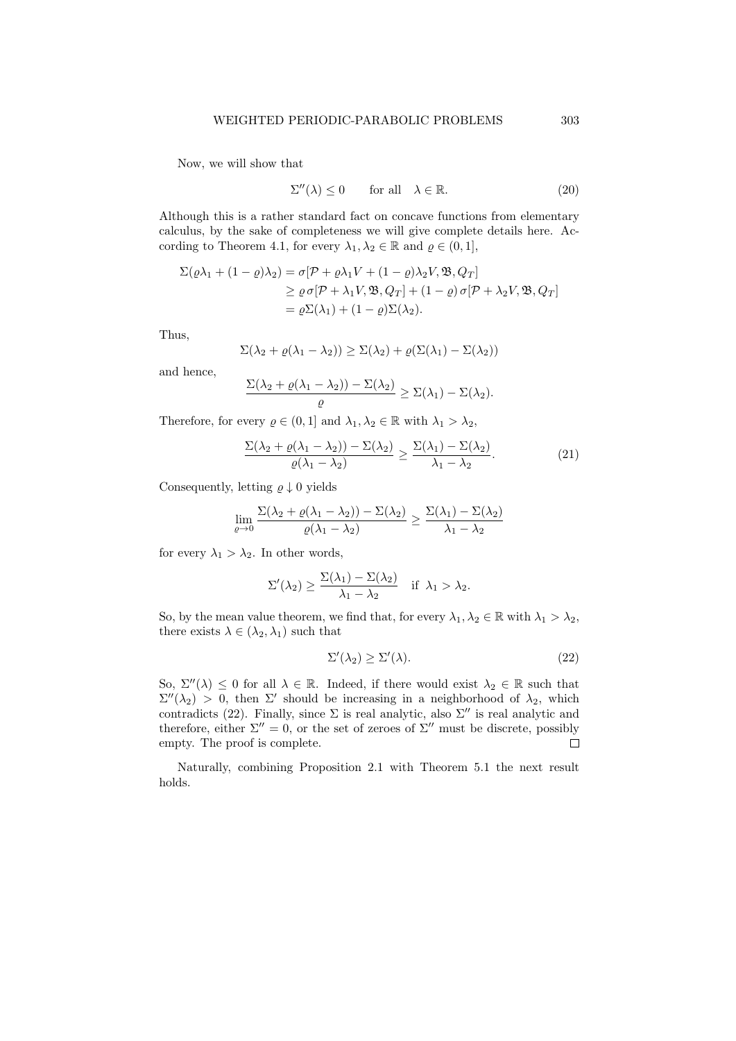Now, we will show that

$$\Sigma''(\lambda) \leq 0 \qquad \text{for all} \quad \lambda \in \mathbb{R}. \tag{20}$$

Although this is a rather standard fact on concave functions from elementary calculus, by the sake of completeness we will give complete details here. According to Theorem 4.1, for every $\lambda_1, \lambda_2 \in \mathbb{R}$ and $\varrho \in (0,1]$,

$$\begin{aligned}
\Sigma(\varrho\lambda_1 + (1-\varrho)\lambda_2) &= \sigma[\mathcal{P} + \varrho\lambda_1 V + (1-\varrho)\lambda_2 V, \mathfrak{B}, Q_T] \\
&\geq \varrho\, \sigma[\mathcal{P} + \lambda_1 V, \mathfrak{B}, Q_T] + (1-\varrho)\, \sigma[\mathcal{P} + \lambda_2 V, \mathfrak{B}, Q_T] \\
&= \varrho\Sigma(\lambda_1) + (1-\varrho)\Sigma(\lambda_2).
\end{aligned}$$

Thus,

$$\Sigma(\lambda_2 + \varrho(\lambda_1 - \lambda_2)) \geq \Sigma(\lambda_2) + \varrho(\Sigma(\lambda_1) - \Sigma(\lambda_2))$$

and hence,

$$\frac{\Sigma(\lambda_2 + \varrho(\lambda_1 - \lambda_2)) - \Sigma(\lambda_2)}{\varrho} \geq \Sigma(\lambda_1) - \Sigma(\lambda_2).$$

Therefore, for every $\varrho \in (0,1]$ and $\lambda_1, \lambda_2 \in \mathbb{R}$ with $\lambda_1 > \lambda_2$,

$$\frac{\Sigma(\lambda_2 + \varrho(\lambda_1 - \lambda_2)) - \Sigma(\lambda_2)}{\varrho(\lambda_1 - \lambda_2)} \geq \frac{\Sigma(\lambda_1) - \Sigma(\lambda_2)}{\lambda_1 - \lambda_2}. \tag{21}$$

Consequently, letting $\varrho \downarrow 0$ yields

$$\lim_{\varrho \to 0} \frac{\Sigma(\lambda_2 + \varrho(\lambda_1 - \lambda_2)) - \Sigma(\lambda_2)}{\varrho(\lambda_1 - \lambda_2)} \geq \frac{\Sigma(\lambda_1) - \Sigma(\lambda_2)}{\lambda_1 - \lambda_2}$$

for every $\lambda_1 > \lambda_2$. In other words,

$$\Sigma'(\lambda_2) \geq \frac{\Sigma(\lambda_1) - \Sigma(\lambda_2)}{\lambda_1 - \lambda_2} \quad \text{if } \lambda_1 > \lambda_2.$$

So, by the mean value theorem, we find that, for every $\lambda_1, \lambda_2 \in \mathbb{R}$ with $\lambda_1 > \lambda_2$, there exists $\lambda \in (\lambda_2, \lambda_1)$ such that

$$\Sigma'(\lambda_2) \geq \Sigma'(\lambda). \tag{22}$$

So, $\Sigma''(\lambda) \leq 0$ for all $\lambda \in \mathbb{R}$. Indeed, if there would exist $\lambda_2 \in \mathbb{R}$ such that $\Sigma''(\lambda_2) > 0$, then $\Sigma'$ should be increasing in a neighborhood of $\lambda_2$, which contradicts (22). Finally, since $\Sigma$ is real analytic, also $\Sigma''$ is real analytic and therefore, either $\Sigma'' = 0$, or the set of zeroes of $\Sigma''$ must be discrete, possibly empty. The proof is complete. $\square$

Naturally, combining Proposition 2.1 with Theorem 5.1 the next result holds.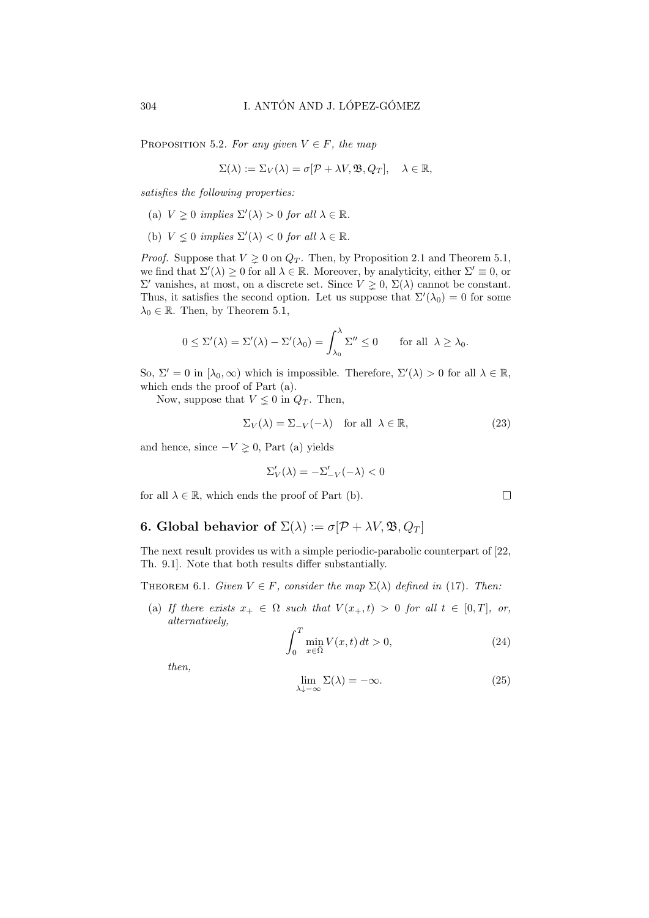Proposition 5.2. *For any given $V \in F$, the map*

$$\Sigma(\lambda) := \Sigma_V(\lambda) = \sigma[\mathcal{P} + \lambda V, \mathfrak{B}, Q_T], \quad \lambda \in \mathbb{R},$$

*satisfies the following properties:*

(a) *$V \gneq 0$ implies $\Sigma'(\lambda) > 0$ for all $\lambda \in \mathbb{R}$.*

(b) *$V \lneq 0$ implies $\Sigma'(\lambda) < 0$ for all $\lambda \in \mathbb{R}$.*

*Proof.* Suppose that $V \gneq 0$ on $Q_T$. Then, by Proposition 2.1 and Theorem 5.1, we find that $\Sigma'(\lambda) \geq 0$ for all $\lambda \in \mathbb{R}$. Moreover, by analyticity, either $\Sigma' \equiv 0$, or $\Sigma'$ vanishes, at most, on a discrete set. Since $V \gneq 0$, $\Sigma(\lambda)$ cannot be constant. Thus, it satisfies the second option. Let us suppose that $\Sigma'(\lambda_0) = 0$ for some $\lambda_0 \in \mathbb{R}$. Then, by Theorem 5.1,

$$0 \leq \Sigma'(\lambda) = \Sigma'(\lambda) - \Sigma'(\lambda_0) = \int_{\lambda_0}^{\lambda} \Sigma'' \leq 0 \qquad \text{for all } \lambda \geq \lambda_0.$$

So, $\Sigma' = 0$ in $[\lambda_0, \infty)$ which is impossible. Therefore, $\Sigma'(\lambda) > 0$ for all $\lambda \in \mathbb{R}$, which ends the proof of Part (a).

Now, suppose that $V \lneq 0$ in $Q_T$. Then,

$$\Sigma_V(\lambda) = \Sigma_{-V}(-\lambda) \quad \text{for all } \lambda \in \mathbb{R}, \tag{23}$$

and hence, since $-V \gneq 0$, Part (a) yields

$$\Sigma'_V(\lambda) = -\Sigma'_{-V}(-\lambda) < 0$$

for all $\lambda \in \mathbb{R}$, which ends the proof of Part (b). ∎

## 6. Global behavior of $\Sigma(\lambda) := \sigma[\mathcal{P} + \lambda V, \mathfrak{B}, Q_T]$

The next result provides us with a simple periodic-parabolic counterpart of [22, Th. 9.1]. Note that both results differ substantially.

Theorem 6.1. *Given $V \in F$, consider the map $\Sigma(\lambda)$ defined in (17). Then:*

(a) *If there exists $x_+ \in \Omega$ such that $V(x_+, t) > 0$ for all $t \in [0, T]$, or, alternatively,*

$$\int_0^T \min_{x \in \Omega} V(x, t)\, dt > 0, \tag{24}$$

*then,*

$$\lim_{\lambda \downarrow -\infty} \Sigma(\lambda) = -\infty. \tag{25}$$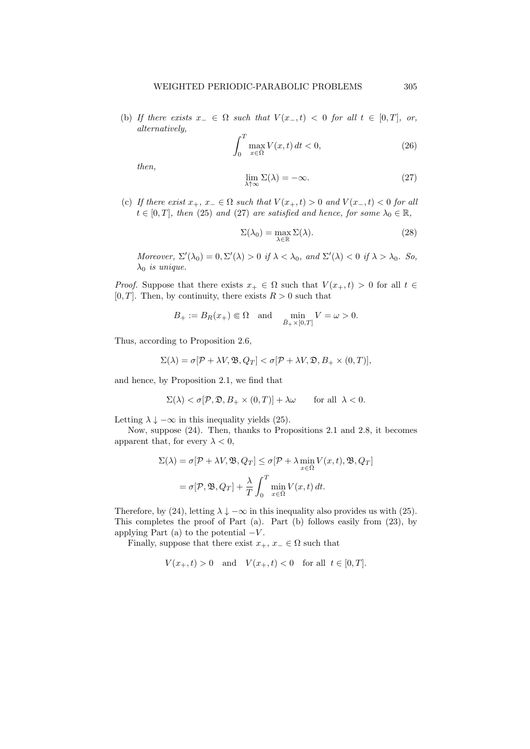(b) *If there exists $x_- \in \Omega$ such that $V(x_-,t) < 0$ for all $t \in [0,T]$, or, alternatively,*

$$\int_0^T \max_{x\in\bar\Omega} V(x,t)\,dt < 0, \tag{26}$$

*then,*

$$\lim_{\lambda\uparrow\infty} \Sigma(\lambda) = -\infty. \tag{27}$$

(c) *If there exist $x_+$, $x_- \in \Omega$ such that $V(x_+,t) > 0$ and $V(x_-,t) < 0$ for all $t \in [0,T]$, then (25) and (27) are satisfied and hence, for some $\lambda_0 \in \mathbb{R}$,*

$$\Sigma(\lambda_0) = \max_{\lambda\in\mathbb{R}} \Sigma(\lambda). \tag{28}$$

*Moreover, $\Sigma'(\lambda_0) = 0, \Sigma'(\lambda) > 0$ if $\lambda < \lambda_0$, and $\Sigma'(\lambda) < 0$ if $\lambda > \lambda_0$. So, $\lambda_0$ is unique.*

*Proof.* Suppose that there exists $x_+ \in \Omega$ such that $V(x_+,t) > 0$ for all $t \in [0,T]$. Then, by continuity, there exists $R > 0$ such that

$$B_+ := B_R(x_+) \Subset \Omega \quad \text{and} \quad \min_{\bar B_+ \times [0,T]} V = \omega > 0.$$

Thus, according to Proposition 2.6,

$$\Sigma(\lambda) = \sigma[\mathcal{P} + \lambda V, \mathfrak{B}, Q_T] < \sigma[\mathcal{P} + \lambda V, \mathfrak{D}, B_+ \times (0,T)],$$

and hence, by Proposition 2.1, we find that

$$\Sigma(\lambda) < \sigma[\mathcal{P}, \mathfrak{D}, B_+ \times (0,T)] + \lambda\omega \qquad \text{for all } \lambda < 0.$$

Letting $\lambda \downarrow -\infty$ in this inequality yields (25).

Now, suppose (24). Then, thanks to Propositions 2.1 and 2.8, it becomes apparent that, for every $\lambda < 0$,

$$\begin{aligned}
\Sigma(\lambda) = \sigma[\mathcal{P} + \lambda V, \mathfrak{B}, Q_T] &\le \sigma[\mathcal{P} + \lambda \min_{x\in\bar\Omega} V(x,t), \mathfrak{B}, Q_T] \\
&= \sigma[\mathcal{P}, \mathfrak{B}, Q_T] + \frac{\lambda}{T}\int_0^T \min_{x\in\bar\Omega} V(x,t)\,dt.
\end{aligned}$$

Therefore, by (24), letting $\lambda \downarrow -\infty$ in this inequality also provides us with (25). This completes the proof of Part (a). Part (b) follows easily from (23), by applying Part (a) to the potential $-V$.

Finally, suppose that there exist $x_+$, $x_- \in \Omega$ such that

$$V(x_+,t) > 0 \quad \text{and} \quad V(x_+,t) < 0 \quad \text{for all } t \in [0,T].$$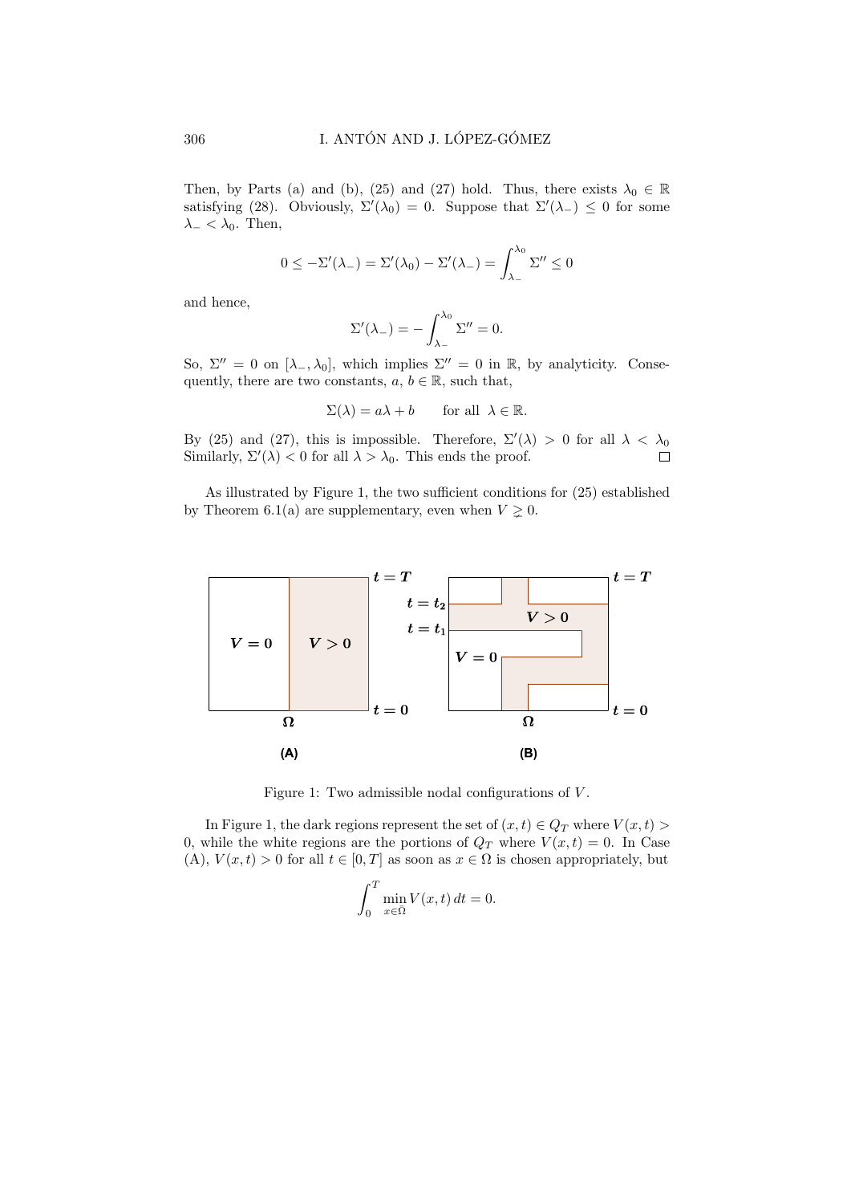Then, by Parts (a) and (b), (25) and (27) hold. Thus, there exists $\lambda_0 \in \mathbb{R}$ satisfying (28). Obviously, $\Sigma'(\lambda_0) = 0$. Suppose that $\Sigma'(\lambda_-) \leq 0$ for some $\lambda_- < \lambda_0$. Then,

$$0 \leq -\Sigma'(\lambda_-) = \Sigma'(\lambda_0) - \Sigma'(\lambda_-) = \int_{\lambda_-}^{\lambda_0} \Sigma'' \leq 0$$

and hence,

$$\Sigma'(\lambda_-) = -\int_{\lambda_-}^{\lambda_0} \Sigma'' = 0.$$

So, $\Sigma'' = 0$ on $[\lambda_-, \lambda_0]$, which implies $\Sigma'' = 0$ in $\mathbb{R}$, by analyticity. Consequently, there are two constants, $a, b \in \mathbb{R}$, such that,

$$\Sigma(\lambda) = a\lambda + b \qquad \text{for all } \lambda \in \mathbb{R}.$$

By (25) and (27), this is impossible. Therefore, $\Sigma'(\lambda) > 0$ for all $\lambda < \lambda_0$ Similarly, $\Sigma'(\lambda) < 0$ for all $\lambda > \lambda_0$. This ends the proof. $\square$

As illustrated by Figure 1, the two sufficient conditions for (25) established by Theorem 6.1(a) are supplementary, even when $V \gneq 0$.

Figure 1: Two admissible nodal configurations of $V$.

In Figure 1, the dark regions represent the set of $(x, t) \in Q_T$ where $V(x, t) > 0$, while the white regions are the portions of $Q_T$ where $V(x, t) = 0$. In Case (A), $V(x, t) > 0$ for all $t \in [0, T]$ as soon as $x \in \Omega$ is chosen appropriately, but

$$\int_0^T \min_{x \in \Omega} V(x, t)\, dt = 0.$$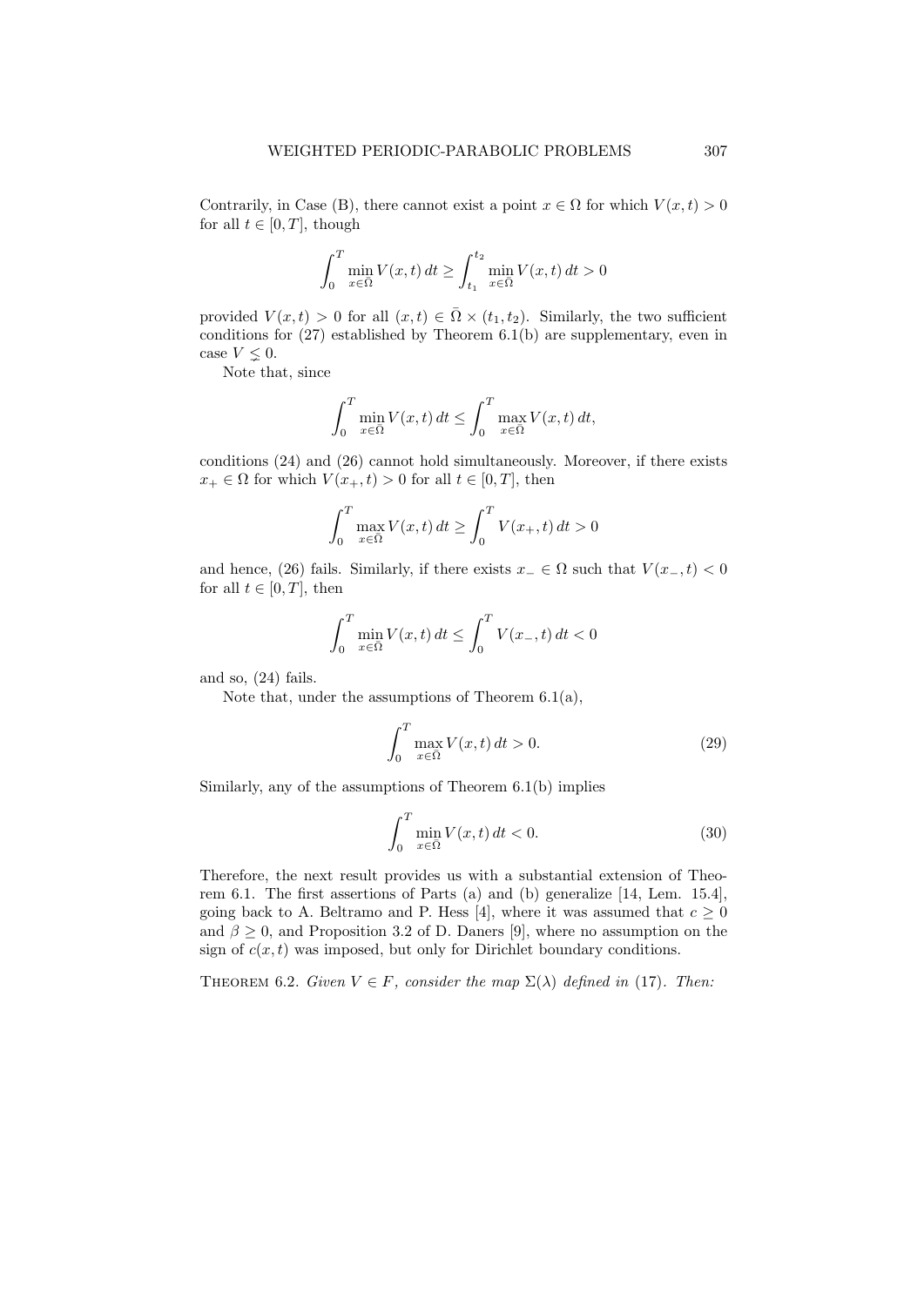Contrarily, in Case (B), there cannot exist a point $x \in \Omega$ for which $V(x,t) > 0$ for all $t \in [0,T]$, though

$$\int_0^T \min_{x\in\bar\Omega} V(x,t)\,dt \geq \int_{t_1}^{t_2} \min_{x\in\bar\Omega} V(x,t)\,dt > 0$$

provided $V(x,t) > 0$ for all $(x,t) \in \bar\Omega \times (t_1,t_2)$. Similarly, the two sufficient conditions for (27) established by Theorem 6.1(b) are supplementary, even in case $V \lneq 0$.

Note that, since

$$\int_0^T \min_{x\in\bar\Omega} V(x,t)\,dt \leq \int_0^T \max_{x\in\bar\Omega} V(x,t)\,dt,$$

conditions (24) and (26) cannot hold simultaneously. Moreover, if there exists $x_+ \in \Omega$ for which $V(x_+,t) > 0$ for all $t \in [0,T]$, then

$$\int_0^T \max_{x\in\bar\Omega} V(x,t)\,dt \geq \int_0^T V(x_+,t)\,dt > 0$$

and hence, (26) fails. Similarly, if there exists $x_- \in \Omega$ such that $V(x_-,t) < 0$ for all $t \in [0,T]$, then

$$\int_0^T \min_{x\in\bar\Omega} V(x,t)\,dt \leq \int_0^T V(x_-,t)\,dt < 0$$

and so, (24) fails.

Note that, under the assumptions of Theorem 6.1(a),

$$\int_0^T \max_{x\in\bar\Omega} V(x,t)\,dt > 0. \tag{29}$$

Similarly, any of the assumptions of Theorem 6.1(b) implies

$$\int_0^T \min_{x\in\bar\Omega} V(x,t)\,dt < 0. \tag{30}$$

Therefore, the next result provides us with a substantial extension of Theorem 6.1. The first assertions of Parts (a) and (b) generalize [14, Lem. 15.4], going back to A. Beltramo and P. Hess [4], where it was assumed that $c \geq 0$ and $\beta \geq 0$, and Proposition 3.2 of D. Daners [9], where no assumption on the sign of $c(x,t)$ was imposed, but only for Dirichlet boundary conditions.

Theorem 6.2. *Given $V \in F$, consider the map $\Sigma(\lambda)$ defined in* (17)*. Then:*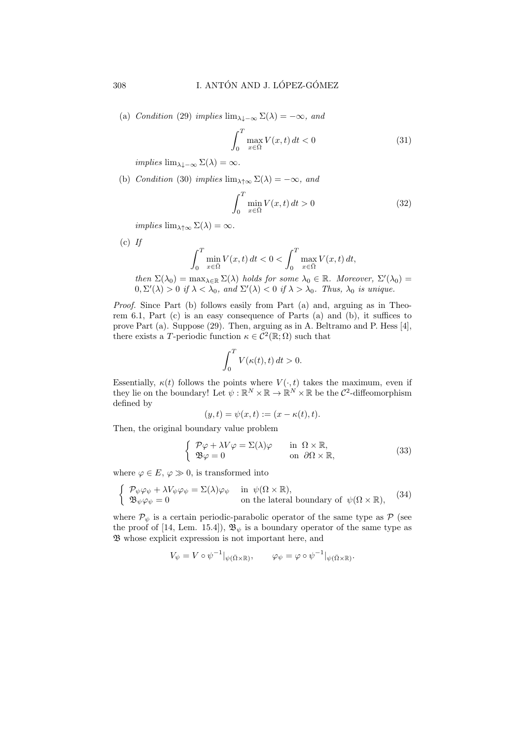(a) *Condition* (29) *implies* $\lim_{\lambda\downarrow -\infty}\Sigma(\lambda) = -\infty$, *and*

$$\int_0^T \max_{x\in\bar\Omega} V(x,t)\,dt < 0 \tag{31}$$

*implies* $\lim_{\lambda\downarrow -\infty}\Sigma(\lambda) = \infty$.

(b) *Condition* (30) *implies* $\lim_{\lambda\uparrow \infty}\Sigma(\lambda) = -\infty$, *and*

$$\int_0^T \min_{x\in\bar\Omega} V(x,t)\,dt > 0 \tag{32}$$

*implies* $\lim_{\lambda\uparrow \infty}\Sigma(\lambda) = \infty$.

(c) *If*

$$\int_0^T \min_{x\in\bar\Omega} V(x,t)\,dt < 0 < \int_0^T \max_{x\in\bar\Omega} V(x,t)\,dt,$$

*then* $\Sigma(\lambda_0) = \max_{\lambda\in\mathbb{R}}\Sigma(\lambda)$ *holds for some* $\lambda_0\in\mathbb{R}$. *Moreover,* $\Sigma'(\lambda_0) = 0, \Sigma'(\lambda) > 0$ *if* $\lambda < \lambda_0$, *and* $\Sigma'(\lambda) < 0$ *if* $\lambda > \lambda_0$. *Thus,* $\lambda_0$ *is unique.*

*Proof.* Since Part (b) follows easily from Part (a) and, arguing as in Theorem 6.1, Part (c) is an easy consequence of Parts (a) and (b), it suffices to prove Part (a). Suppose (29). Then, arguing as in A. Beltramo and P. Hess [4], there exists a $T$-periodic function $\kappa\in\mathcal{C}^2(\mathbb{R};\Omega)$ such that

$$\int_0^T V(\kappa(t),t)\,dt > 0.$$

Essentially, $\kappa(t)$ follows the points where $V(\cdot,t)$ takes the maximum, even if they lie on the boundary! Let $\psi:\mathbb{R}^N\times\mathbb{R}\to\mathbb{R}^N\times\mathbb{R}$ be the $\mathcal{C}^2$-diffeomorphism defined by

$$(y,t) = \psi(x,t) := (x-\kappa(t),t).$$

Then, the original boundary value problem

$$\begin{cases} \mathcal{P}\varphi + \lambda V\varphi = \Sigma(\lambda)\varphi & \text{in } \Omega\times\mathbb{R},\\ \mathfrak{B}\varphi = 0 & \text{on } \partial\Omega\times\mathbb{R}, \end{cases} \tag{33}$$

where $\varphi\in E$, $\varphi\gg 0$, is transformed into

$$\begin{cases} \mathcal{P}_\psi\varphi_\psi + \lambda V_\psi\varphi_\psi = \Sigma(\lambda)\varphi_\psi & \text{in } \psi(\Omega\times\mathbb{R}),\\ \mathfrak{B}_\psi\varphi_\psi = 0 & \text{on the lateral boundary of } \psi(\Omega\times\mathbb{R}), \end{cases} \tag{34}$$

where $\mathcal{P}_\psi$ is a certain periodic-parabolic operator of the same type as $\mathcal{P}$ (see the proof of [14, Lem. 15.4]), $\mathfrak{B}_\psi$ is a boundary operator of the same type as $\mathfrak{B}$ whose explicit expression is not important here, and

$$V_\psi = V\circ\psi^{-1}|_{\psi(\bar\Omega\times\mathbb{R})}, \qquad \varphi_\psi = \varphi\circ\psi^{-1}|_{\psi(\bar\Omega\times\mathbb{R})}.$$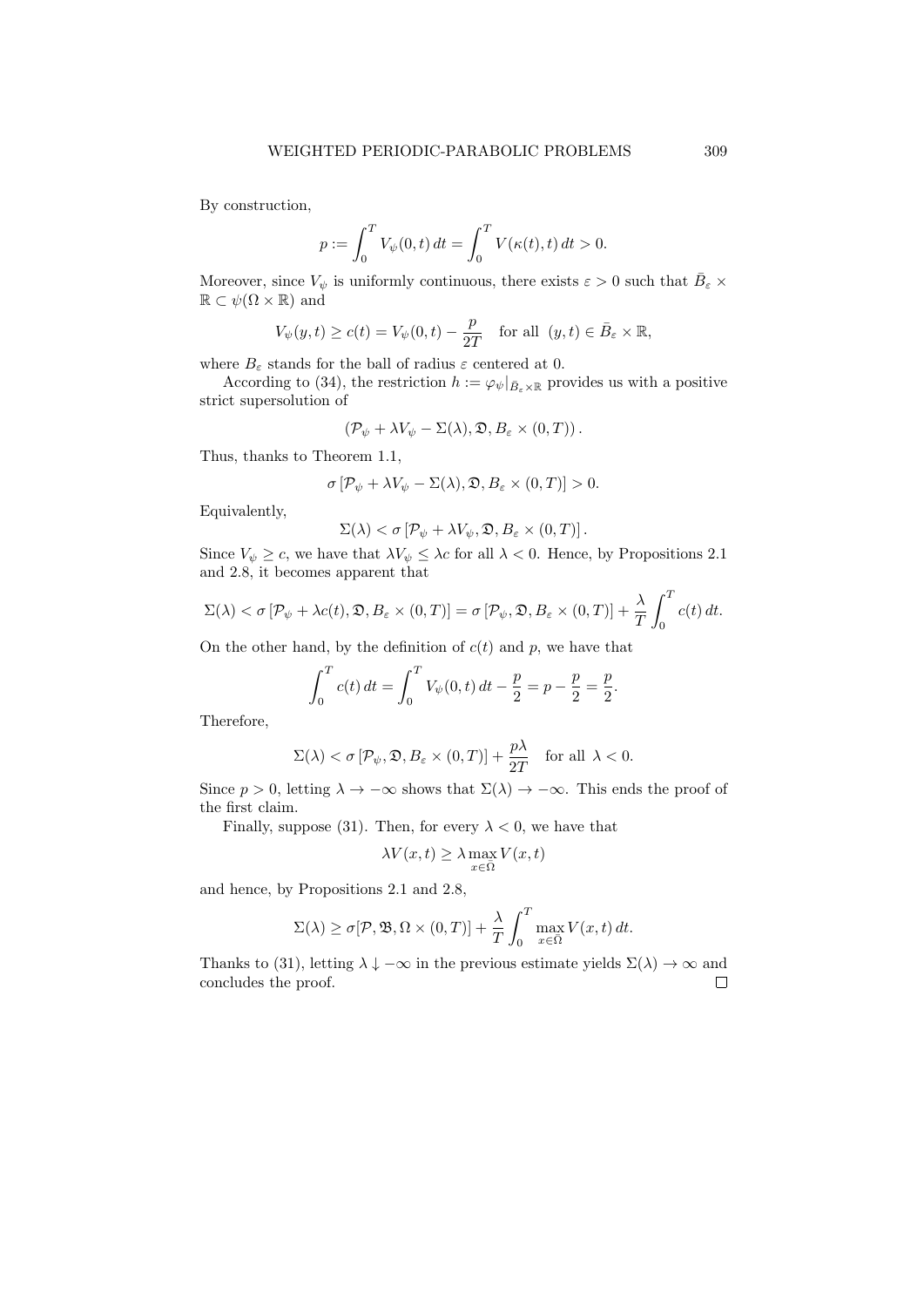By construction,

$$p := \int_0^T V_\psi(0,t)\,dt = \int_0^T V(\kappa(t),t)\,dt > 0.$$

Moreover, since $V_\psi$ is uniformly continuous, there exists $\varepsilon > 0$ such that $\bar{B}_\varepsilon \times \mathbb{R} \subset \psi(\Omega \times \mathbb{R})$ and

$$V_\psi(y,t) \geq c(t) = V_\psi(0,t) - \frac{p}{2T} \quad \text{for all } (y,t) \in \bar{B}_\varepsilon \times \mathbb{R},$$

where $B_\varepsilon$ stands for the ball of radius $\varepsilon$ centered at 0.

According to (34), the restriction $h := \varphi_\psi|_{\bar{B}_\varepsilon \times \mathbb{R}}$ provides us with a positive strict supersolution of

$$(\mathcal{P}_\psi + \lambda V_\psi - \Sigma(\lambda), \mathfrak{D}, B_\varepsilon \times (0,T)).$$

Thus, thanks to Theorem 1.1,

$$\sigma\left[\mathcal{P}_\psi + \lambda V_\psi - \Sigma(\lambda), \mathfrak{D}, B_\varepsilon \times (0,T)\right] > 0.$$

Equivalently,

$$\Sigma(\lambda) < \sigma\left[\mathcal{P}_\psi + \lambda V_\psi, \mathfrak{D}, B_\varepsilon \times (0,T)\right].$$

Since $V_\psi \geq c$, we have that $\lambda V_\psi \leq \lambda c$ for all $\lambda < 0$. Hence, by Propositions 2.1 and 2.8, it becomes apparent that

$$\Sigma(\lambda) < \sigma\left[\mathcal{P}_\psi + \lambda c(t), \mathfrak{D}, B_\varepsilon \times (0,T)\right] = \sigma\left[\mathcal{P}_\psi, \mathfrak{D}, B_\varepsilon \times (0,T)\right] + \frac{\lambda}{T}\int_0^T c(t)\,dt.$$

On the other hand, by the definition of $c(t)$ and $p$, we have that

$$\int_0^T c(t)\,dt = \int_0^T V_\psi(0,t)\,dt - \frac{p}{2} = p - \frac{p}{2} = \frac{p}{2}.$$

Therefore,

$$\Sigma(\lambda) < \sigma\left[\mathcal{P}_\psi, \mathfrak{D}, B_\varepsilon \times (0,T)\right] + \frac{p\lambda}{2T} \quad \text{for all } \lambda < 0.$$

Since $p > 0$, letting $\lambda \to -\infty$ shows that $\Sigma(\lambda) \to -\infty$. This ends the proof of the first claim.

Finally, suppose (31). Then, for every $\lambda < 0$, we have that

$$\lambda V(x,t) \geq \lambda \max_{x \in \bar{\Omega}} V(x,t)$$

and hence, by Propositions 2.1 and 2.8,

$$\Sigma(\lambda) \geq \sigma[\mathcal{P}, \mathfrak{B}, \Omega \times (0,T)] + \frac{\lambda}{T}\int_0^T \max_{x \in \bar{\Omega}} V(x,t)\,dt.$$

Thanks to (31), letting $\lambda \downarrow -\infty$ in the previous estimate yields $\Sigma(\lambda) \to \infty$ and concludes the proof. $\square$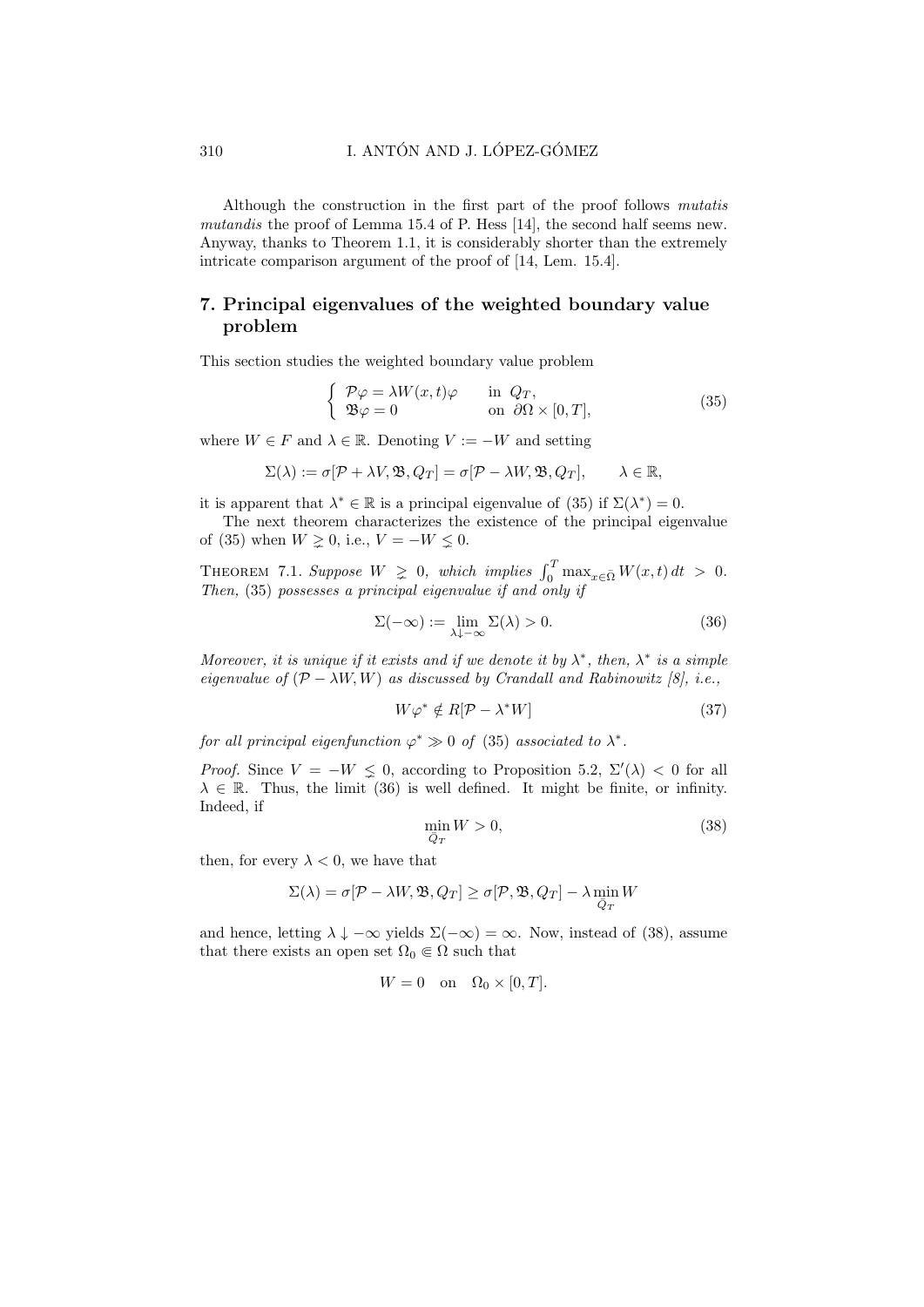Although the construction in the first part of the proof follows *mutatis mutandis* the proof of Lemma 15.4 of P. Hess [14], the second half seems new. Anyway, thanks to Theorem 1.1, it is considerably shorter than the extremely intricate comparison argument of the proof of [14, Lem. 15.4].

## 7. Principal eigenvalues of the weighted boundary value problem

This section studies the weighted boundary value problem

$$\begin{cases} \mathcal{P}\varphi = \lambda W(x,t)\varphi & \text{in } Q_T, \\ \mathfrak{B}\varphi = 0 & \text{on } \partial\Omega \times [0,T], \end{cases} \tag{35}$$

where $W \in F$ and $\lambda \in \mathbb{R}$. Denoting $V := -W$ and setting

$$\Sigma(\lambda) := \sigma[\mathcal{P} + \lambda V, \mathfrak{B}, Q_T] = \sigma[\mathcal{P} - \lambda W, \mathfrak{B}, Q_T], \qquad \lambda \in \mathbb{R},$$

it is apparent that $\lambda^* \in \mathbb{R}$ is a principal eigenvalue of (35) if $\Sigma(\lambda^*) = 0$.

The next theorem characterizes the existence of the principal eigenvalue of (35) when $W \gneq 0$, i.e., $V = -W \lneq 0$.

Theorem 7.1. *Suppose $W \gneq 0$, which implies $\int_0^T \max_{x\in\bar{\Omega}} W(x,t)\,dt > 0$. Then,* (35) *possesses a principal eigenvalue if and only if*

$$\Sigma(-\infty) := \lim_{\lambda \downarrow -\infty} \Sigma(\lambda) > 0. \tag{36}$$

*Moreover, it is unique if it exists and if we denote it by $\lambda^*$, then, $\lambda^*$ is a simple eigenvalue of $(\mathcal{P} - \lambda W, W)$ as discussed by Crandall and Rabinowitz [8], i.e.,*

$$W\varphi^* \notin R[\mathcal{P} - \lambda^* W] \tag{37}$$

*for all principal eigenfunction $\varphi^* \gg 0$ of* (35) *associated to $\lambda^*$.*

*Proof.* Since $V = -W \lneq 0$, according to Proposition 5.2, $\Sigma'(\lambda) < 0$ for all $\lambda \in \mathbb{R}$. Thus, the limit (36) is well defined. It might be finite, or infinity. Indeed, if

$$\min_{\bar{Q}_T} W > 0, \tag{38}$$

then, for every $\lambda < 0$, we have that

$$\Sigma(\lambda) = \sigma[\mathcal{P} - \lambda W, \mathfrak{B}, Q_T] \geq \sigma[\mathcal{P}, \mathfrak{B}, Q_T] - \lambda \min_{\bar{Q}_T} W$$

and hence, letting $\lambda \downarrow -\infty$ yields $\Sigma(-\infty) = \infty$. Now, instead of (38), assume that there exists an open set $\Omega_0 \Subset \Omega$ such that

$$W = 0 \quad \text{on} \quad \Omega_0 \times [0,T].$$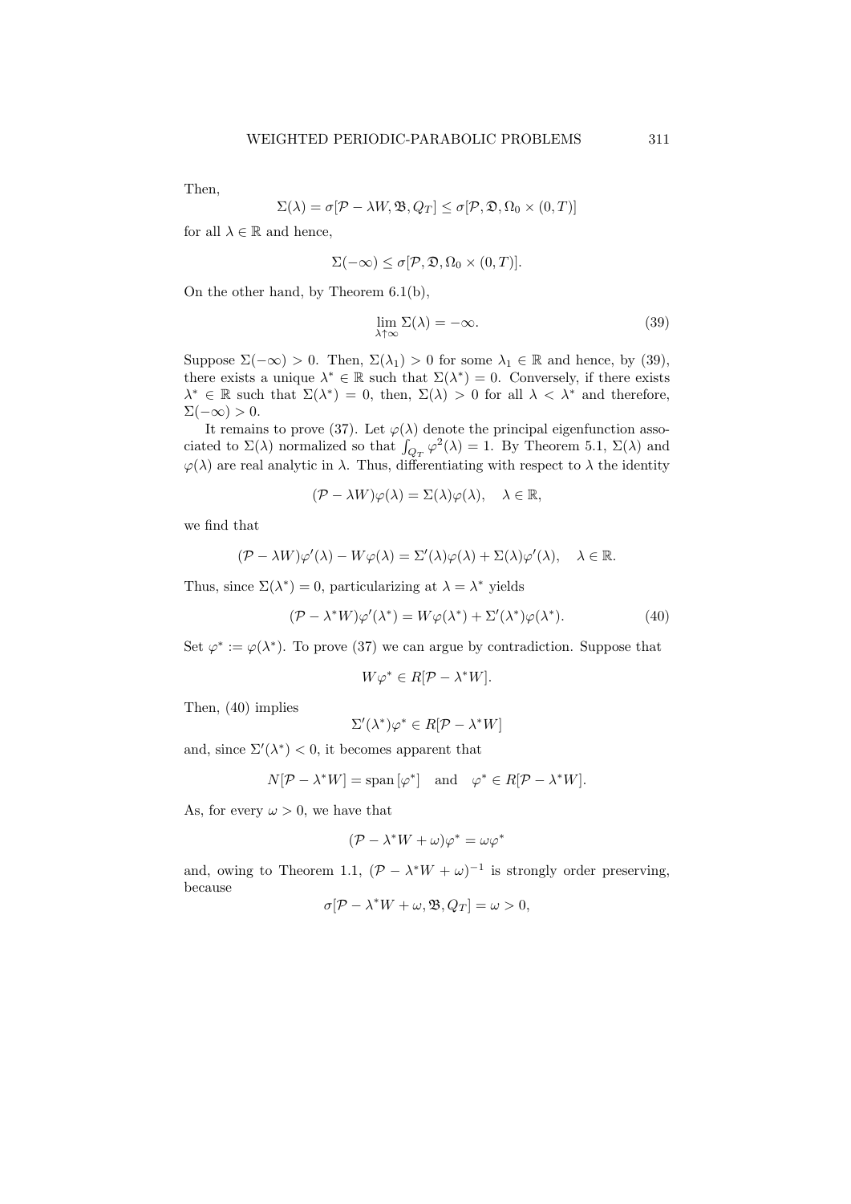Then,

$$\Sigma(\lambda) = \sigma[\mathcal{P} - \lambda W, \mathfrak{B}, Q_T] \leq \sigma[\mathcal{P}, \mathfrak{D}, \Omega_0 \times (0,T)]$$

for all $\lambda \in \mathbb{R}$ and hence,

$$\Sigma(-\infty) \leq \sigma[\mathcal{P}, \mathfrak{D}, \Omega_0 \times (0,T)].$$

On the other hand, by Theorem 6.1(b),

$$\lim_{\lambda \uparrow \infty} \Sigma(\lambda) = -\infty. \tag{39}$$

Suppose $\Sigma(-\infty) > 0$. Then, $\Sigma(\lambda_1) > 0$ for some $\lambda_1 \in \mathbb{R}$ and hence, by (39), there exists a unique $\lambda^* \in \mathbb{R}$ such that $\Sigma(\lambda^*) = 0$. Conversely, if there exists $\lambda^* \in \mathbb{R}$ such that $\Sigma(\lambda^*) = 0$, then, $\Sigma(\lambda) > 0$ for all $\lambda < \lambda^*$ and therefore, $\Sigma(-\infty) > 0$.

It remains to prove (37). Let $\varphi(\lambda)$ denote the principal eigenfunction associated to $\Sigma(\lambda)$ normalized so that $\int_{Q_T} \varphi^2(\lambda) = 1$. By Theorem 5.1, $\Sigma(\lambda)$ and $\varphi(\lambda)$ are real analytic in $\lambda$. Thus, differentiating with respect to $\lambda$ the identity

$$(\mathcal{P} - \lambda W)\varphi(\lambda) = \Sigma(\lambda)\varphi(\lambda), \quad \lambda \in \mathbb{R},$$

we find that

$$(\mathcal{P} - \lambda W)\varphi'(\lambda) - W\varphi(\lambda) = \Sigma'(\lambda)\varphi(\lambda) + \Sigma(\lambda)\varphi'(\lambda), \quad \lambda \in \mathbb{R}.$$

Thus, since $\Sigma(\lambda^*) = 0$, particularizing at $\lambda = \lambda^*$ yields

$$(\mathcal{P} - \lambda^* W)\varphi'(\lambda^*) = W\varphi(\lambda^*) + \Sigma'(\lambda^*)\varphi(\lambda^*). \tag{40}$$

Set $\varphi^* := \varphi(\lambda^*)$. To prove (37) we can argue by contradiction. Suppose that

$$W\varphi^* \in R[\mathcal{P} - \lambda^* W].$$

Then, (40) implies

$$\Sigma'(\lambda^*)\varphi^* \in R[\mathcal{P} - \lambda^* W]$$

and, since $\Sigma'(\lambda^*) < 0$, it becomes apparent that

$$N[\mathcal{P} - \lambda^* W] = \operatorname{span}[\varphi^*] \quad \text{and} \quad \varphi^* \in R[\mathcal{P} - \lambda^* W].$$

As, for every $\omega > 0$, we have that

$$(\mathcal{P} - \lambda^* W + \omega)\varphi^* = \omega\varphi^*$$

and, owing to Theorem 1.1, $(\mathcal{P} - \lambda^* W + \omega)^{-1}$ is strongly order preserving, because

$$\sigma[\mathcal{P} - \lambda^* W + \omega, \mathfrak{B}, Q_T] = \omega > 0,$$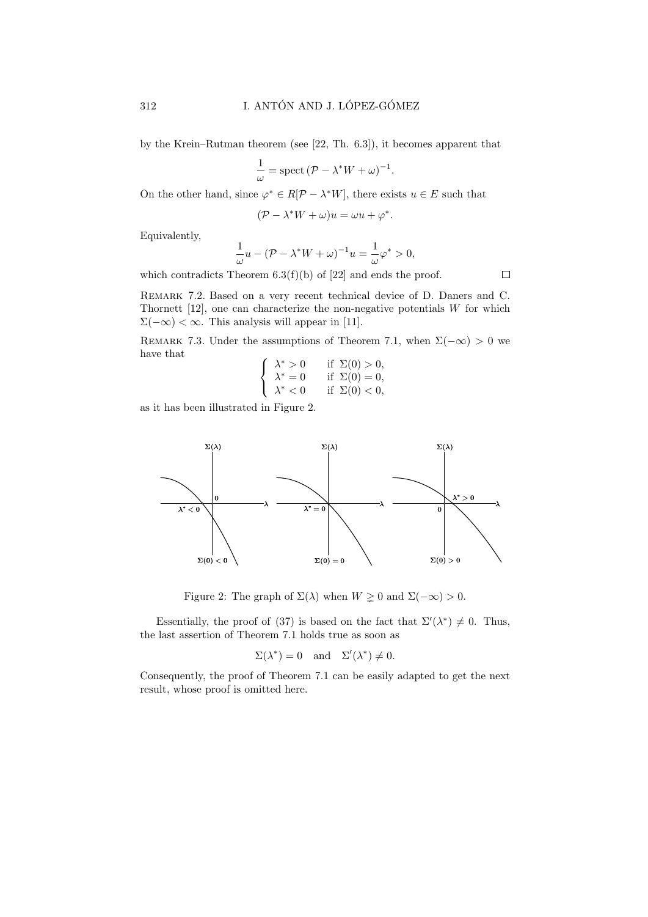by the Krein–Rutman theorem (see [22, Th. 6.3]), it becomes apparent that

$$\frac{1}{\omega} = \operatorname{spect}\,(\mathcal{P} - \lambda^* W + \omega)^{-1}.$$

On the other hand, since $\varphi^* \in R[\mathcal{P} - \lambda^* W]$, there exists $u \in E$ such that

$$(\mathcal{P} - \lambda^* W + \omega)u = \omega u + \varphi^*.$$

Equivalently,

$$\frac{1}{\omega}u - (\mathcal{P} - \lambda^* W + \omega)^{-1}u = \frac{1}{\omega}\varphi^* > 0,$$

which contradicts Theorem 6.3(f)(b) of [22] and ends the proof. $\square$

Remark 7.2. Based on a very recent technical device of D. Daners and C. Thornett [12], one can characterize the non-negative potentials $W$ for which $\Sigma(-\infty) < \infty$. This analysis will appear in [11].

Remark 7.3. Under the assumptions of Theorem 7.1, when $\Sigma(-\infty) > 0$ we have that

$$\begin{cases} \lambda^* > 0 & \text{if } \Sigma(0) > 0, \\ \lambda^* = 0 & \text{if } \Sigma(0) = 0, \\ \lambda^* < 0 & \text{if } \Sigma(0) < 0, \end{cases}$$

as it has been illustrated in Figure 2.

Figure 2: The graph of $\Sigma(\lambda)$ when $W \gneq 0$ and $\Sigma(-\infty) > 0$.

Essentially, the proof of (37) is based on the fact that $\Sigma'(\lambda^*) \neq 0$. Thus, the last assertion of Theorem 7.1 holds true as soon as

$$\Sigma(\lambda^*) = 0 \quad \text{and} \quad \Sigma'(\lambda^*) \neq 0.$$

Consequently, the proof of Theorem 7.1 can be easily adapted to get the next result, whose proof is omitted here.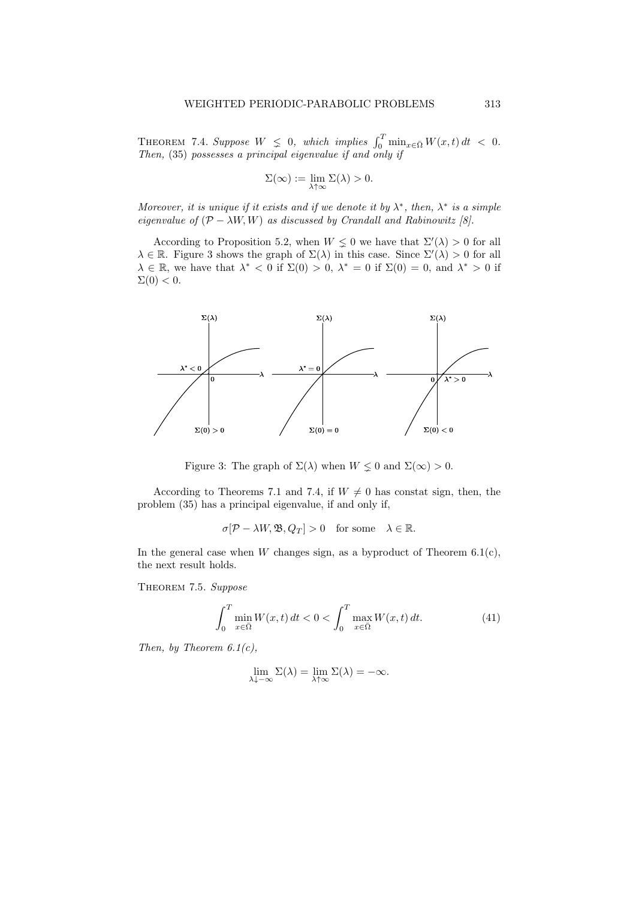THEOREM 7.4. *Suppose $W \lneq 0$, which implies $\int_0^T \min_{x\in\bar{\Omega}} W(x,t)\,dt < 0$. Then,* (35) *possesses a principal eigenvalue if and only if*

$$\Sigma(\infty) := \lim_{\lambda\uparrow\infty} \Sigma(\lambda) > 0.$$

*Moreover, it is unique if it exists and if we denote it by $\lambda^*$, then, $\lambda^*$ is a simple eigenvalue of $(\mathcal{P} - \lambda W, W)$ as discussed by Crandall and Rabinowitz [8].*

According to Proposition 5.2, when $W \lneq 0$ we have that $\Sigma'(\lambda) > 0$ for all $\lambda \in \mathbb{R}$. Figure 3 shows the graph of $\Sigma(\lambda)$ in this case. Since $\Sigma'(\lambda) > 0$ for all $\lambda \in \mathbb{R}$, we have that $\lambda^* < 0$ if $\Sigma(0) > 0$, $\lambda^* = 0$ if $\Sigma(0) = 0$, and $\lambda^* > 0$ if $\Sigma(0) < 0$.

Figure 3: The graph of $\Sigma(\lambda)$ when $W \lneq 0$ and $\Sigma(\infty) > 0$.

According to Theorems 7.1 and 7.4, if $W \neq 0$ has constat sign, then, the problem (35) has a principal eigenvalue, if and only if,

$$\sigma[\mathcal{P} - \lambda W, \mathfrak{B}, Q_T] > 0 \quad \text{for some} \quad \lambda \in \mathbb{R}.$$

In the general case when $W$ changes sign, as a byproduct of Theorem 6.1(c), the next result holds.

THEOREM 7.5. *Suppose*

$$\int_0^T \min_{x\in\bar{\Omega}} W(x,t)\,dt < 0 < \int_0^T \max_{x\in\bar{\Omega}} W(x,t)\,dt. \tag{41}$$

*Then, by Theorem 6.1(c),*

$$\lim_{\lambda\downarrow-\infty} \Sigma(\lambda) = \lim_{\lambda\uparrow\infty} \Sigma(\lambda) = -\infty.$$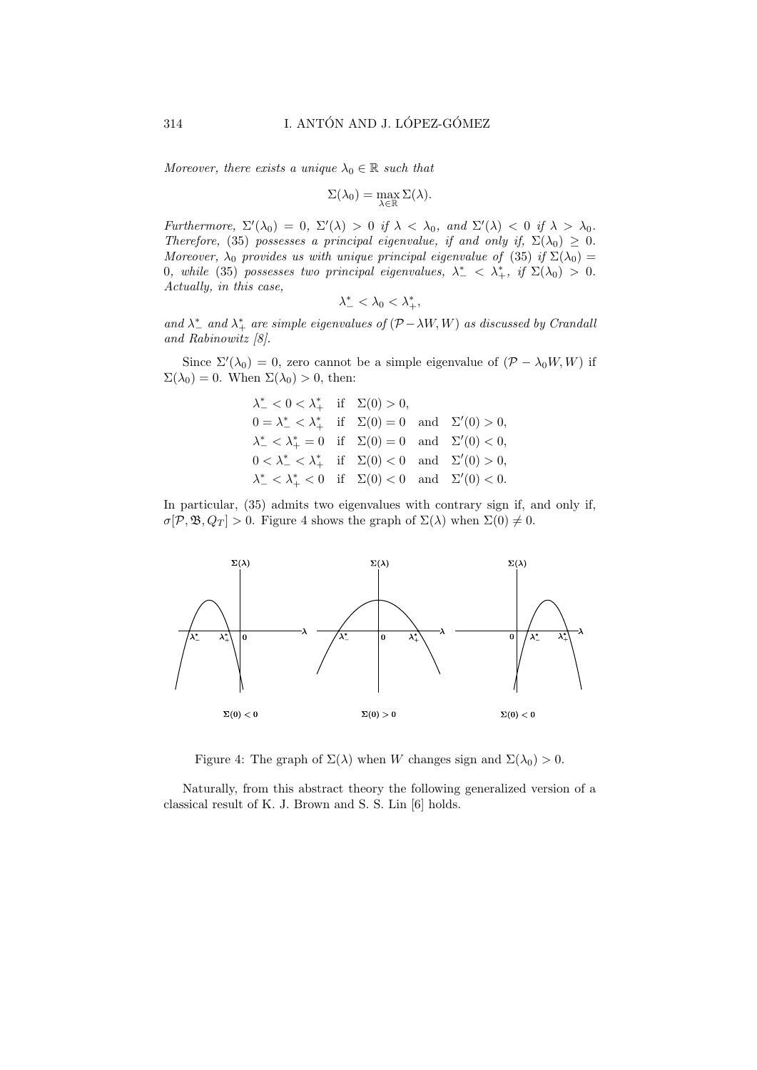*Moreover, there exists a unique $\lambda_0 \in \mathbb{R}$ such that*

$$\Sigma(\lambda_0) = \max_{\lambda\in\mathbb{R}} \Sigma(\lambda).$$

*Furthermore, $\Sigma'(\lambda_0) = 0$, $\Sigma'(\lambda) > 0$ if $\lambda < \lambda_0$, and $\Sigma'(\lambda) < 0$ if $\lambda > \lambda_0$. Therefore, (35) possesses a principal eigenvalue, if and only if, $\Sigma(\lambda_0) \geq 0$. Moreover, $\lambda_0$ provides us with unique principal eigenvalue of (35) if $\Sigma(\lambda_0) = 0$, while (35) possesses two principal eigenvalues, $\lambda_-^* < \lambda_+^*$, if $\Sigma(\lambda_0) > 0$. Actually, in this case,*

$$\lambda_-^* < \lambda_0 < \lambda_+^*,$$

*and $\lambda_-^*$ and $\lambda_+^*$ are simple eigenvalues of $(\mathcal{P} - \lambda W, W)$ as discussed by Crandall and Rabinowitz [8].*

Since $\Sigma'(\lambda_0) = 0$, zero cannot be a simple eigenvalue of $(\mathcal{P} - \lambda_0 W, W)$ if $\Sigma(\lambda_0) = 0$. When $\Sigma(\lambda_0) > 0$, then:

$$\begin{array}{lll}
\lambda_-^* < 0 < \lambda_+^* & \text{if} & \Sigma(0) > 0, \\
0 = \lambda_-^* < \lambda_+^* & \text{if} & \Sigma(0) = 0 \quad \text{and} \quad \Sigma'(0) > 0, \\
\lambda_-^* < \lambda_+^* = 0 & \text{if} & \Sigma(0) = 0 \quad \text{and} \quad \Sigma'(0) < 0, \\
0 < \lambda_-^* < \lambda_+^* & \text{if} & \Sigma(0) < 0 \quad \text{and} \quad \Sigma'(0) > 0, \\
\lambda_-^* < \lambda_+^* < 0 & \text{if} & \Sigma(0) < 0 \quad \text{and} \quad \Sigma'(0) < 0.
\end{array}$$

In particular, (35) admits two eigenvalues with contrary sign if, and only if, $\sigma[\mathcal{P}, \mathfrak{B}, Q_T] > 0$. Figure 4 shows the graph of $\Sigma(\lambda)$ when $\Sigma(0) \neq 0$.

Figure 4: The graph of $\Sigma(\lambda)$ when $W$ changes sign and $\Sigma(\lambda_0) > 0$.

Naturally, from this abstract theory the following generalized version of a classical result of K. J. Brown and S. S. Lin [6] holds.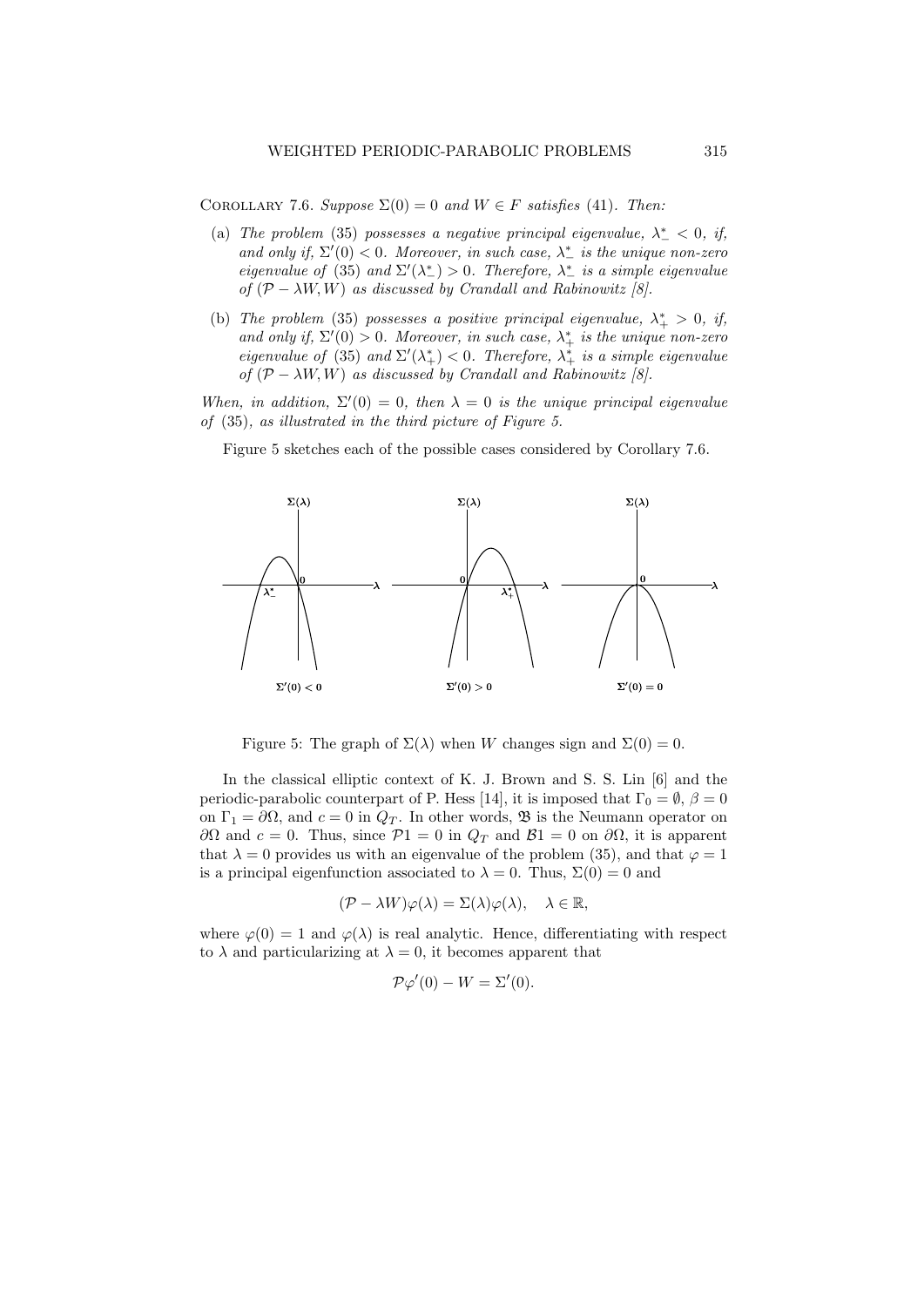COROLLARY 7.6. *Suppose $\Sigma(0) = 0$ and $W \in F$ satisfies* (41). *Then:*

(a) *The problem* (35) *possesses a negative principal eigenvalue, $\lambda_-^* < 0$, if, and only if, $\Sigma'(0) < 0$. Moreover, in such case, $\lambda_-^*$ is the unique non-zero eigenvalue of* (35) *and $\Sigma'(\lambda_-^*) > 0$. Therefore, $\lambda_-^*$ is a simple eigenvalue of $(\mathcal{P} - \lambda W, W)$ as discussed by Crandall and Rabinowitz [8].*

(b) *The problem* (35) *possesses a positive principal eigenvalue, $\lambda_+^* > 0$, if, and only if, $\Sigma'(0) > 0$. Moreover, in such case, $\lambda_+^*$ is the unique non-zero eigenvalue of* (35) *and $\Sigma'(\lambda_+^*) < 0$. Therefore, $\lambda_+^*$ is a simple eigenvalue of $(\mathcal{P} - \lambda W, W)$ as discussed by Crandall and Rabinowitz [8].*

*When, in addition, $\Sigma'(0) = 0$, then $\lambda = 0$ is the unique principal eigenvalue of* (35), *as illustrated in the third picture of Figure 5.*

Figure 5 sketches each of the possible cases considered by Corollary 7.6.

Figure 5: The graph of $\Sigma(\lambda)$ when $W$ changes sign and $\Sigma(0) = 0$.

In the classical elliptic context of K. J. Brown and S. S. Lin [6] and the periodic-parabolic counterpart of P. Hess [14], it is imposed that $\Gamma_0 = \emptyset$, $\beta = 0$ on $\Gamma_1 = \partial\Omega$, and $c = 0$ in $Q_T$. In other words, $\mathfrak{B}$ is the Neumann operator on $\partial\Omega$ and $c = 0$. Thus, since $\mathcal{P}1 = 0$ in $Q_T$ and $\mathcal{B}1 = 0$ on $\partial\Omega$, it is apparent that $\lambda = 0$ provides us with an eigenvalue of the problem (35), and that $\varphi = 1$ is a principal eigenfunction associated to $\lambda = 0$. Thus, $\Sigma(0) = 0$ and

$$(\mathcal{P} - \lambda W)\varphi(\lambda) = \Sigma(\lambda)\varphi(\lambda), \quad \lambda \in \mathbb{R},$$

where $\varphi(0) = 1$ and $\varphi(\lambda)$ is real analytic. Hence, differentiating with respect to $\lambda$ and particularizing at $\lambda = 0$, it becomes apparent that

$$\mathcal{P}\varphi'(0) - W = \Sigma'(0).$$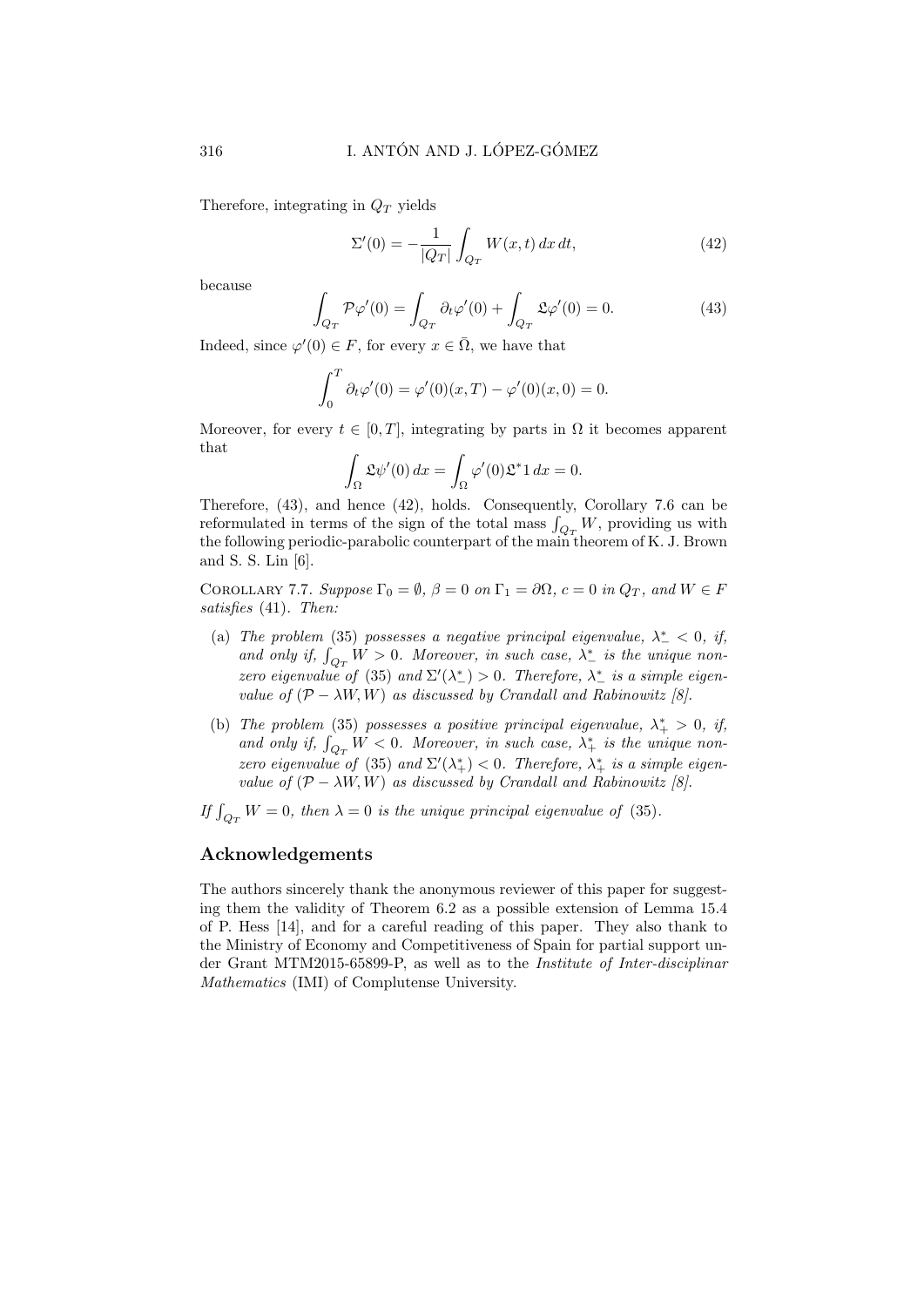Therefore, integrating in $Q_T$ yields

$$\Sigma'(0) = -\frac{1}{|Q_T|}\int_{Q_T} W(x,t)\,dx\,dt, \tag{42}$$

because

$$\int_{Q_T} \mathcal{P}\varphi'(0) = \int_{Q_T} \partial_t\varphi'(0) + \int_{Q_T} \mathfrak{L}\varphi'(0) = 0. \tag{43}$$

Indeed, since $\varphi'(0) \in F$, for every $x \in \bar{\Omega}$, we have that

$$\int_0^T \partial_t\varphi'(0) = \varphi'(0)(x,T) - \varphi'(0)(x,0) = 0.$$

Moreover, for every $t \in [0,T]$, integrating by parts in $\Omega$ it becomes apparent that

$$\int_\Omega \mathfrak{L}\psi'(0)\,dx = \int_\Omega \varphi'(0)\mathfrak{L}^*1\,dx = 0.$$

Therefore, (43), and hence (42), holds. Consequently, Corollary 7.6 can be reformulated in terms of the sign of the total mass $\int_{Q_T} W$, providing us with the following periodic-parabolic counterpart of the main theorem of K. J. Brown and S. S. Lin [6].

Corollary 7.7. *Suppose $\Gamma_0 = \emptyset$, $\beta = 0$ on $\Gamma_1 = \partial\Omega$, $c = 0$ in $Q_T$, and $W \in F$ satisfies* (41)*. Then:*

- (a) *The problem* (35) *possesses a negative principal eigenvalue, $\lambda_-^* < 0$, if, and only if, $\int_{Q_T} W > 0$. Moreover, in such case, $\lambda_-^*$ is the unique non-zero eigenvalue of* (35) *and $\Sigma'(\lambda_-^*) > 0$. Therefore, $\lambda_-^*$ is a simple eigenvalue of $(\mathcal{P} - \lambda W, W)$ as discussed by Crandall and Rabinowitz [8].*
- (b) *The problem* (35) *possesses a positive principal eigenvalue, $\lambda_+^* > 0$, if, and only if, $\int_{Q_T} W < 0$. Moreover, in such case, $\lambda_+^*$ is the unique non-zero eigenvalue of* (35) *and $\Sigma'(\lambda_+^*) < 0$. Therefore, $\lambda_+^*$ is a simple eigenvalue of $(\mathcal{P} - \lambda W, W)$ as discussed by Crandall and Rabinowitz [8].*

*If $\int_{Q_T} W = 0$, then $\lambda = 0$ is the unique principal eigenvalue of* (35)*.*

## Acknowledgements

The authors sincerely thank the anonymous reviewer of this paper for suggesting them the validity of Theorem 6.2 as a possible extension of Lemma 15.4 of P. Hess [14], and for a careful reading of this paper. They also thank to the Ministry of Economy and Competitiveness of Spain for partial support under Grant MTM2015-65899-P, as well as to the *Institute of Inter-disciplinar Mathematics* (IMI) of Complutense University.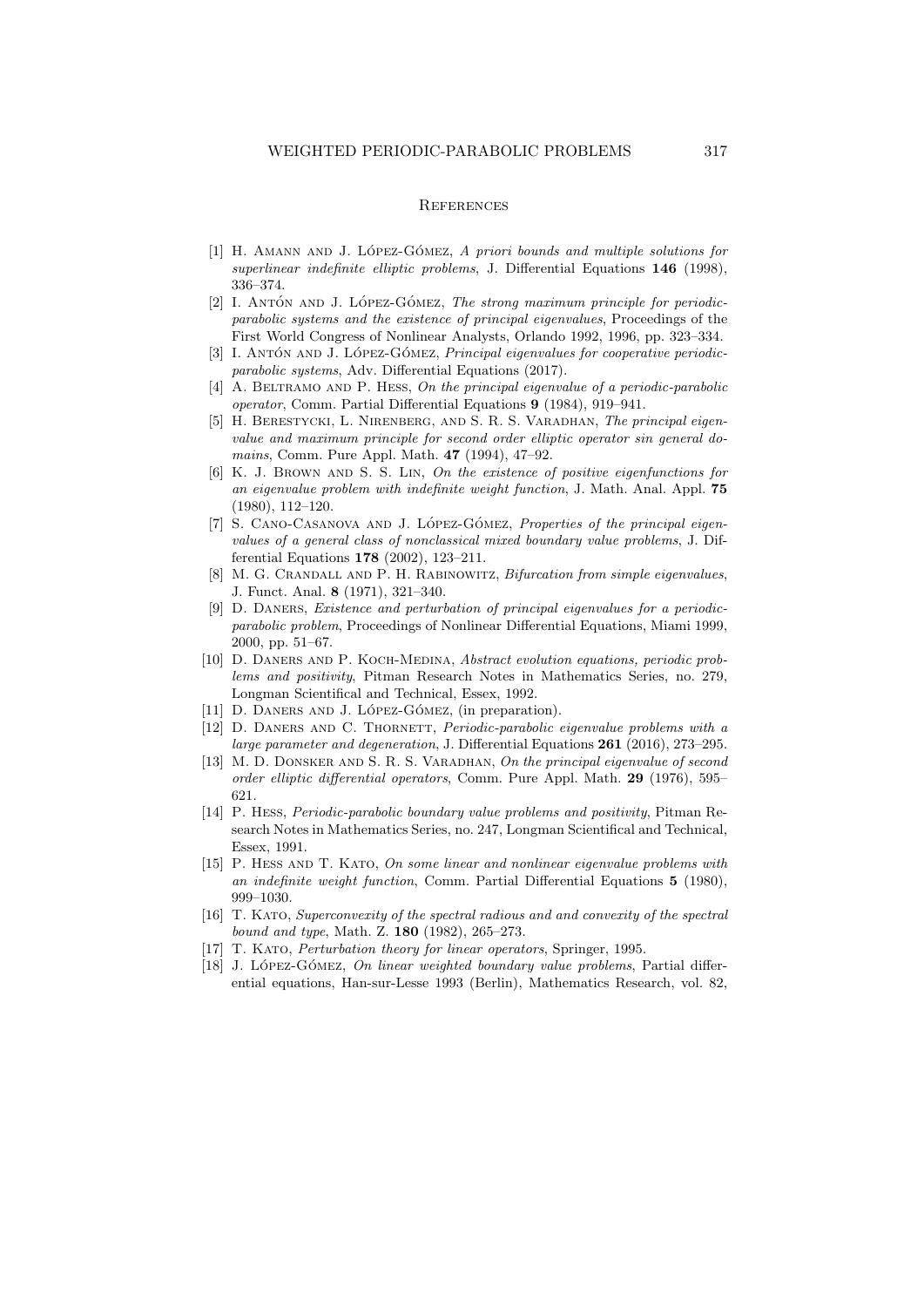## References

[1] H. Amann and J. López-Gómez, *A priori bounds and multiple solutions for superlinear indefinite elliptic problems*, J. Differential Equations **146** (1998), 336–374.

[2] I. Antón and J. López-Gómez, *The strong maximum principle for periodic-parabolic systems and the existence of principal eigenvalues*, Proceedings of the First World Congress of Nonlinear Analysts, Orlando 1992, 1996, pp. 323–334.

[3] I. Antón and J. López-Gómez, *Principal eigenvalues for cooperative periodic-parabolic systems*, Adv. Differential Equations (2017).

[4] A. Beltramo and P. Hess, *On the principal eigenvalue of a periodic-parabolic operator*, Comm. Partial Differential Equations **9** (1984), 919–941.

[5] H. Berestycki, L. Nirenberg, and S. R. S. Varadhan, *The principal eigenvalue and maximum principle for second order elliptic operator sin general domains*, Comm. Pure Appl. Math. **47** (1994), 47–92.

[6] K. J. Brown and S. S. Lin, *On the existence of positive eigenfunctions for an eigenvalue problem with indefinite weight function*, J. Math. Anal. Appl. **75** (1980), 112–120.

[7] S. Cano-Casanova and J. López-Gómez, *Properties of the principal eigenvalues of a general class of nonclassical mixed boundary value problems*, J. Differential Equations **178** (2002), 123–211.

[8] M. G. Crandall and P. H. Rabinowitz, *Bifurcation from simple eigenvalues*, J. Funct. Anal. **8** (1971), 321–340.

[9] D. Daners, *Existence and perturbation of principal eigenvalues for a periodic-parabolic problem*, Proceedings of Nonlinear Differential Equations, Miami 1999, 2000, pp. 51–67.

[10] D. Daners and P. Koch-Medina, *Abstract evolution equations, periodic problems and positivity*, Pitman Research Notes in Mathematics Series, no. 279, Longman Scientifical and Technical, Essex, 1992.

[11] D. Daners and J. López-Gómez, (in preparation).

[12] D. Daners and C. Thornett, *Periodic-parabolic eigenvalue problems with a large parameter and degeneration*, J. Differential Equations **261** (2016), 273–295.

[13] M. D. Donsker and S. R. S. Varadhan, *On the principal eigenvalue of second order elliptic differential operators*, Comm. Pure Appl. Math. **29** (1976), 595–621.

[14] P. Hess, *Periodic-parabolic boundary value problems and positivity*, Pitman Research Notes in Mathematics Series, no. 247, Longman Scientifical and Technical, Essex, 1991.

[15] P. Hess and T. Kato, *On some linear and nonlinear eigenvalue problems with an indefinite weight function*, Comm. Partial Differential Equations **5** (1980), 999–1030.

[16] T. Kato, *Superconvexity of the spectral radious and and convexity of the spectral bound and type*, Math. Z. **180** (1982), 265–273.

[17] T. Kato, *Perturbation theory for linear operators*, Springer, 1995.

[18] J. López-Gómez, *On linear weighted boundary value problems*, Partial differential equations, Han-sur-Lesse 1993 (Berlin), Mathematics Research, vol. 82,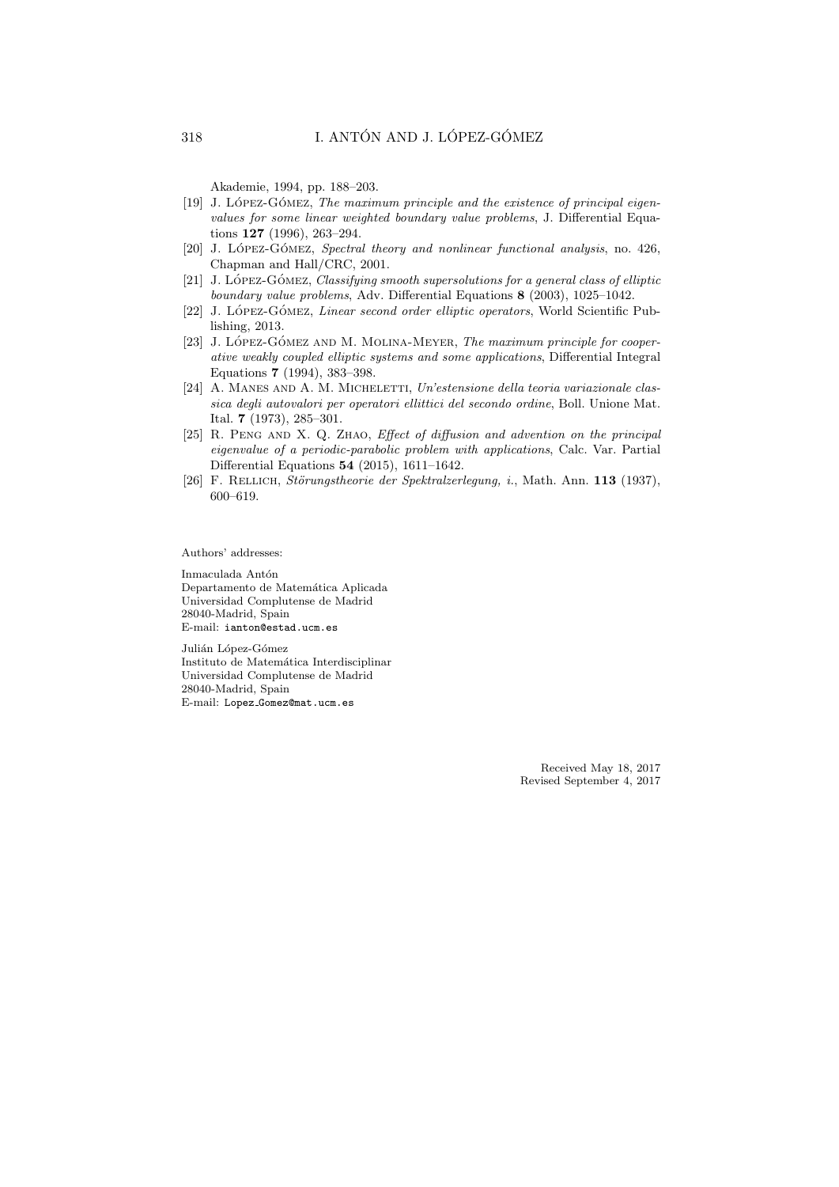Akademie, 1994, pp. 188–203.

[19] J. López-Gómez, *The maximum principle and the existence of principal eigenvalues for some linear weighted boundary value problems*, J. Differential Equations **127** (1996), 263–294.

[20] J. López-Gómez, *Spectral theory and nonlinear functional analysis*, no. 426, Chapman and Hall/CRC, 2001.

[21] J. López-Gómez, *Classifying smooth supersolutions for a general class of elliptic boundary value problems*, Adv. Differential Equations **8** (2003), 1025–1042.

[22] J. López-Gómez, *Linear second order elliptic operators*, World Scientific Publishing, 2013.

[23] J. López-Gómez and M. Molina-Meyer, *The maximum principle for cooperative weakly coupled elliptic systems and some applications*, Differential Integral Equations **7** (1994), 383–398.

[24] A. Manes and A. M. Micheletti, *Un'estensione della teoria variazionale classica degli autovalori per operatori ellittici del secondo ordine*, Boll. Unione Mat. Ital. **7** (1973), 285–301.

[25] R. Peng and X. Q. Zhao, *Effect of diffusion and advention on the principal eigenvalue of a periodic-parabolic problem with applications*, Calc. Var. Partial Differential Equations **54** (2015), 1611–1642.

[26] F. Rellich, *Störungstheorie der Spektralzerlegung, i.*, Math. Ann. **113** (1937), 600–619.

Authors' addresses:

Inmaculada Antón
Departamento de Matemática Aplicada
Universidad Complutense de Madrid
28040-Madrid, Spain
E-mail: ianton@estad.ucm.es

Julián López-Gómez
Instituto de Matemática Interdisciplinar
Universidad Complutense de Madrid
28040-Madrid, Spain
E-mail: Lopez_Gomez@mat.ucm.es

Received May 18, 2017
Revised September 4, 2017